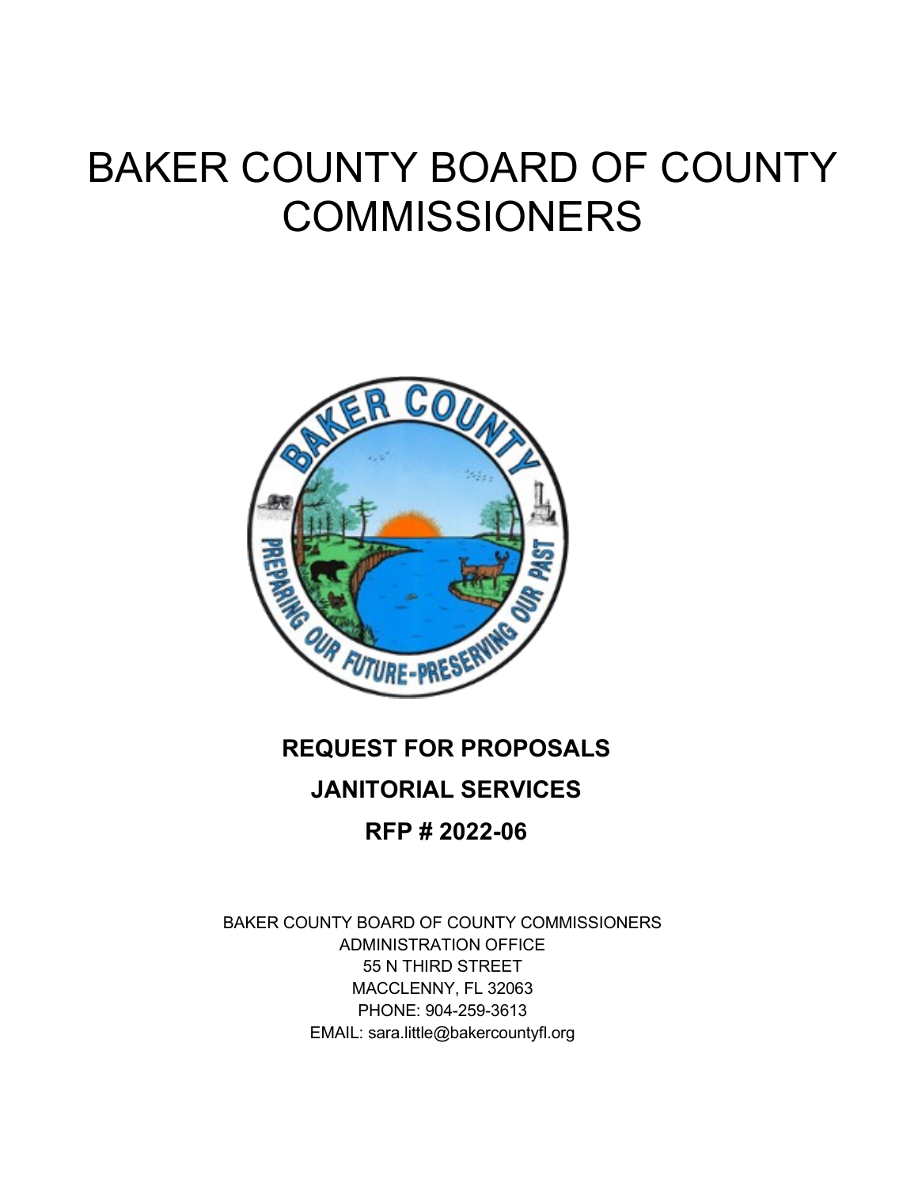# BAKER COUNTY BOARD OF COUNTY COMMISSIONERS

## REQUEST FOR PROPOSALS

## JANITORIAL SERVICES

## RFP # 2022-06

BAKER COUNTY BOARD OF COUNTY COMMISSIONERS
ADMINISTRATION OFFICE
55 N THIRD STREET
MACCLENNY, FL 32063
PHONE: 904-259-3613
EMAIL: sara.little@bakercountyfl.org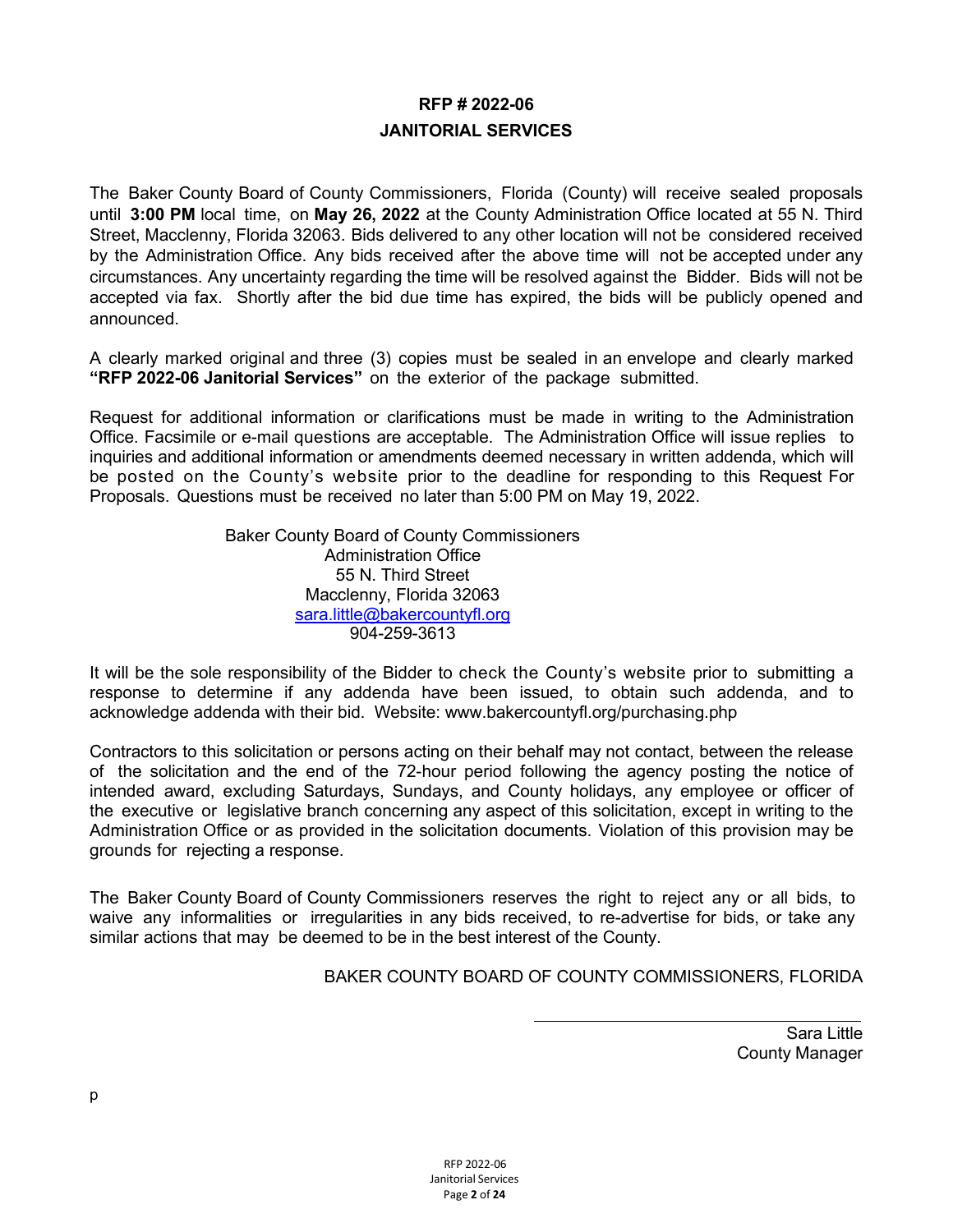# RFP # 2022-06
# JANITORIAL SERVICES

The Baker County Board of County Commissioners, Florida (County) will receive sealed proposals until **3:00 PM** local time, on **May 26, 2022** at the County Administration Office located at 55 N. Third Street, Macclenny, Florida 32063. Bids delivered to any other location will not be considered received by the Administration Office. Any bids received after the above time will not be accepted under any circumstances. Any uncertainty regarding the time will be resolved against the Bidder. Bids will not be accepted via fax. Shortly after the bid due time has expired, the bids will be publicly opened and announced.

A clearly marked original and three (3) copies must be sealed in an envelope and clearly marked **"RFP 2022-06 Janitorial Services"** on the exterior of the package submitted.

Request for additional information or clarifications must be made in writing to the Administration Office. Facsimile or e-mail questions are acceptable. The Administration Office will issue replies to inquiries and additional information or amendments deemed necessary in written addenda, which will be posted on the County's website prior to the deadline for responding to this Request For Proposals. Questions must be received no later than 5:00 PM on May 19, 2022.

Baker County Board of County Commissioners
Administration Office
55 N. Third Street
Macclenny, Florida 32063
sara.little@bakercountyfl.org
904-259-3613

It will be the sole responsibility of the Bidder to check the County's website prior to submitting a response to determine if any addenda have been issued, to obtain such addenda, and to acknowledge addenda with their bid. Website: www.bakercountyfl.org/purchasing.php

Contractors to this solicitation or persons acting on their behalf may not contact, between the release of the solicitation and the end of the 72-hour period following the agency posting the notice of intended award, excluding Saturdays, Sundays, and County holidays, any employee or officer of the executive or legislative branch concerning any aspect of this solicitation, except in writing to the Administration Office or as provided in the solicitation documents. Violation of this provision may be grounds for rejecting a response.

The Baker County Board of County Commissioners reserves the right to reject any or all bids, to waive any informalities or irregularities in any bids received, to re-advertise for bids, or take any similar actions that may be deemed to be in the best interest of the County.

BAKER COUNTY BOARD OF COUNTY COMMISSIONERS, FLORIDA

\_\_\_\_\_\_\_\_\_\_\_\_\_\_\_\_\_\_\_\_\_\_\_\_\_\_\_\_\_\_\_\_\_\_\_\_

Sara Little
County Manager

p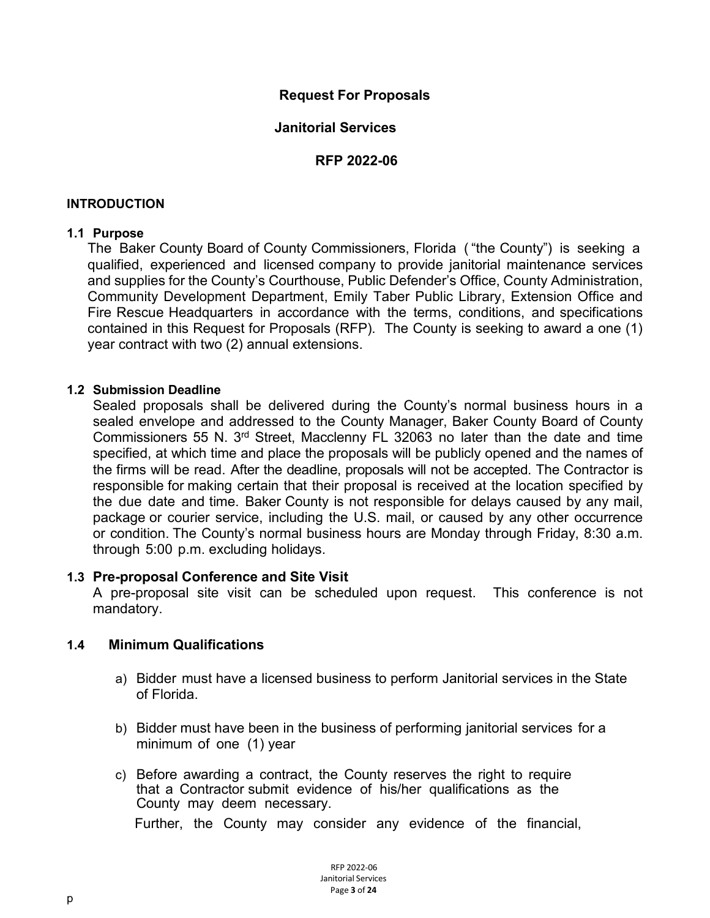# Request For Proposals

## Janitorial Services

## RFP 2022-06

### INTRODUCTION

**1.1 Purpose**

The Baker County Board of County Commissioners, Florida ("the County") is seeking a qualified, experienced and licensed company to provide janitorial maintenance services and supplies for the County's Courthouse, Public Defender's Office, County Administration, Community Development Department, Emily Taber Public Library, Extension Office and Fire Rescue Headquarters in accordance with the terms, conditions, and specifications contained in this Request for Proposals (RFP). The County is seeking to award a one (1) year contract with two (2) annual extensions.

**1.2 Submission Deadline**

Sealed proposals shall be delivered during the County's normal business hours in a sealed envelope and addressed to the County Manager, Baker County Board of County Commissioners 55 N. 3rd Street, Macclenny FL 32063 no later than the date and time specified, at which time and place the proposals will be publicly opened and the names of the firms will be read. After the deadline, proposals will not be accepted. The Contractor is responsible for making certain that their proposal is received at the location specified by the due date and time. Baker County is not responsible for delays caused by any mail, package or courier service, including the U.S. mail, or caused by any other occurrence or condition. The County's normal business hours are Monday through Friday, 8:30 a.m. through 5:00 p.m. excluding holidays.

**1.3 Pre-proposal Conference and Site Visit**

A pre-proposal site visit can be scheduled upon request. This conference is not mandatory.

**1.4 Minimum Qualifications**

a) Bidder must have a licensed business to perform Janitorial services in the State of Florida.

b) Bidder must have been in the business of performing janitorial services for a minimum of one (1) year

c) Before awarding a contract, the County reserves the right to require that a Contractor submit evidence of his/her qualifications as the County may deem necessary.

Further, the County may consider any evidence of the financial,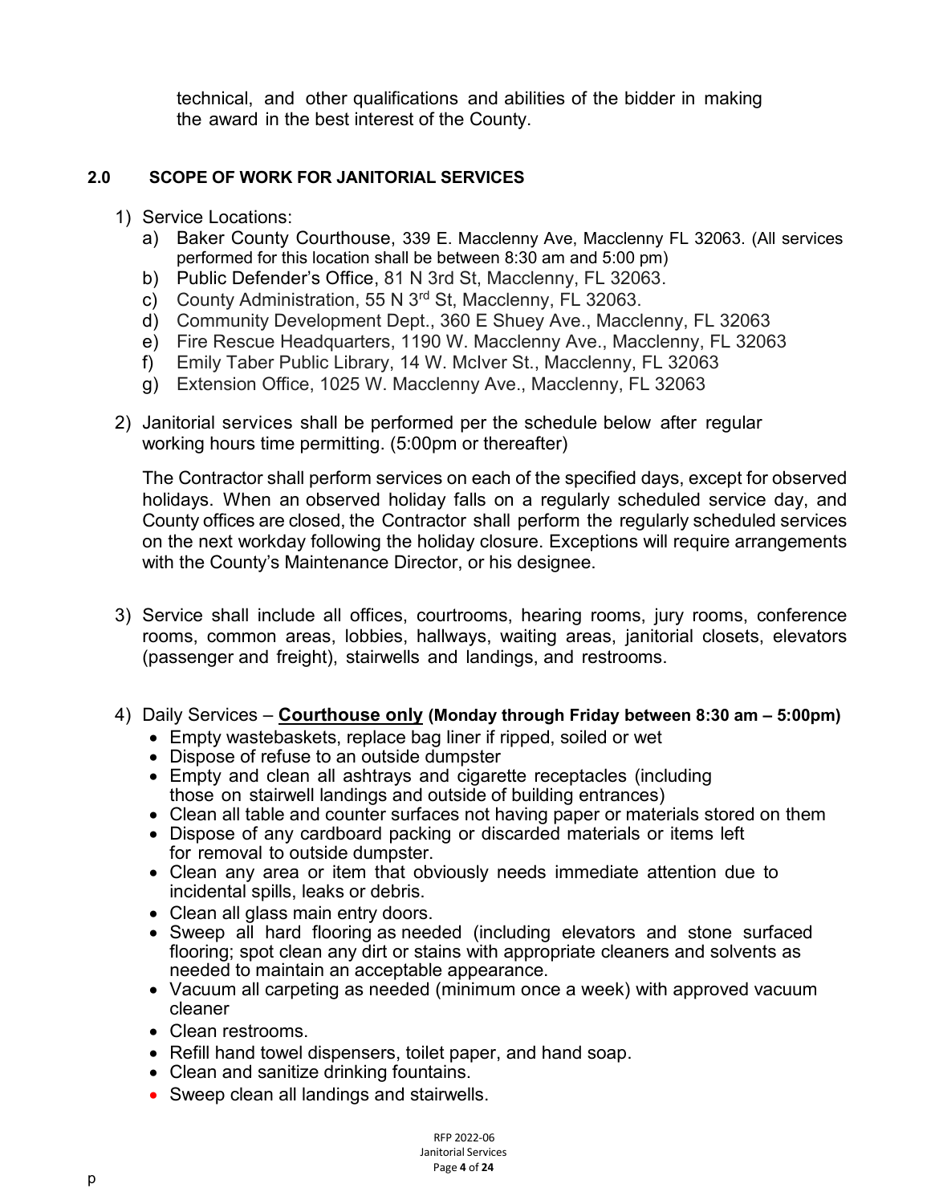technical, and other qualifications and abilities of the bidder in making the award in the best interest of the County.

## 2.0 SCOPE OF WORK FOR JANITORIAL SERVICES

1) Service Locations:
   a) Baker County Courthouse, 339 E. Macclenny Ave, Macclenny FL 32063. (All services performed for this location shall be between 8:30 am and 5:00 pm)
   b) Public Defender's Office, 81 N 3rd St, Macclenny, FL 32063.
   c) County Administration, 55 N 3rd St, Macclenny, FL 32063.
   d) Community Development Dept., 360 E Shuey Ave., Macclenny, FL 32063
   e) Fire Rescue Headquarters, 1190 W. Macclenny Ave., Macclenny, FL 32063
   f) Emily Taber Public Library, 14 W. McIver St., Macclenny, FL 32063
   g) Extension Office, 1025 W. Macclenny Ave., Macclenny, FL 32063

2) Janitorial services shall be performed per the schedule below after regular working hours time permitting. (5:00pm or thereafter)

   The Contractor shall perform services on each of the specified days, except for observed holidays. When an observed holiday falls on a regularly scheduled service day, and County offices are closed, the Contractor shall perform the regularly scheduled services on the next workday following the holiday closure. Exceptions will require arrangements with the County's Maintenance Director, or his designee.

3) Service shall include all offices, courtrooms, hearing rooms, jury rooms, conference rooms, common areas, lobbies, hallways, waiting areas, janitorial closets, elevators (passenger and freight), stairwells and landings, and restrooms.

4) Daily Services – **Courthouse only** **(Monday through Friday between 8:30 am – 5:00pm)**
   - Empty wastebaskets, replace bag liner if ripped, soiled or wet
   - Dispose of refuse to an outside dumpster
   - Empty and clean all ashtrays and cigarette receptacles (including those on stairwell landings and outside of building entrances)
   - Clean all table and counter surfaces not having paper or materials stored on them
   - Dispose of any cardboard packing or discarded materials or items left for removal to outside dumpster.
   - Clean any area or item that obviously needs immediate attention due to incidental spills, leaks or debris.
   - Clean all glass main entry doors.
   - Sweep all hard flooring as needed (including elevators and stone surfaced flooring; spot clean any dirt or stains with appropriate cleaners and solvents as needed to maintain an acceptable appearance.
   - Vacuum all carpeting as needed (minimum once a week) with approved vacuum cleaner
   - Clean restrooms.
   - Refill hand towel dispensers, toilet paper, and hand soap.
   - Clean and sanitize drinking fountains.
   - Sweep clean all landings and stairwells.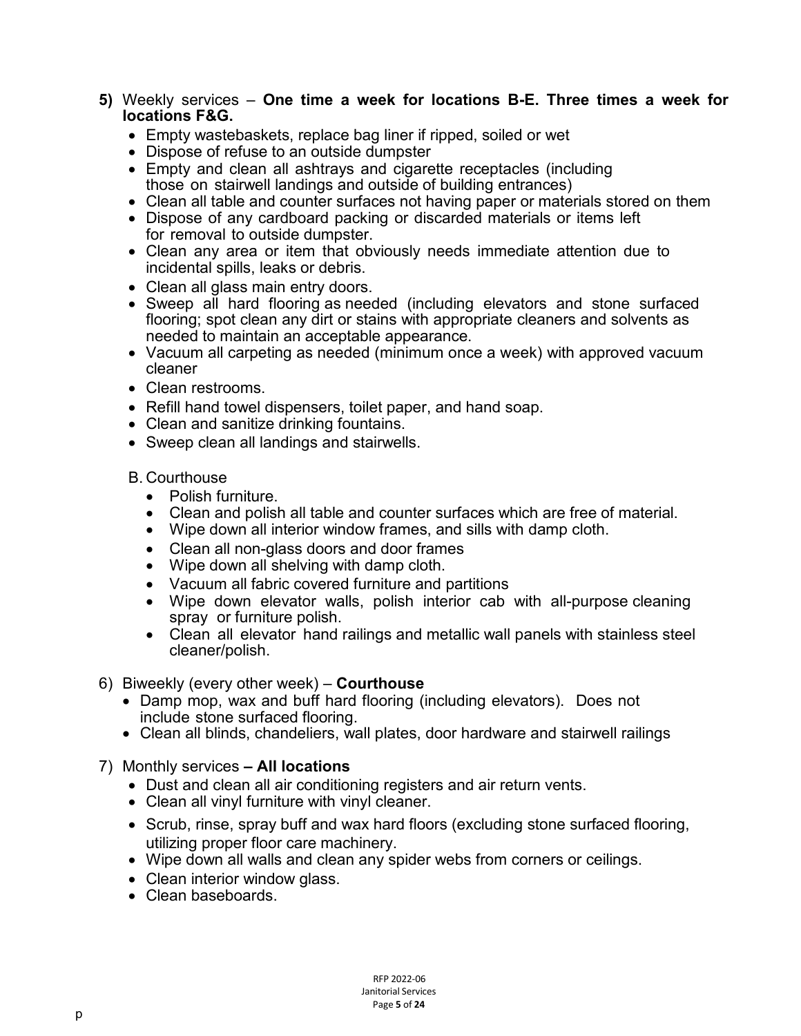**5)** Weekly services – **One time a week for locations B-E. Three times a week for locations F&G.**

- Empty wastebaskets, replace bag liner if ripped, soiled or wet
- Dispose of refuse to an outside dumpster
- Empty and clean all ashtrays and cigarette receptacles (including those on stairwell landings and outside of building entrances)
- Clean all table and counter surfaces not having paper or materials stored on them
- Dispose of any cardboard packing or discarded materials or items left for removal to outside dumpster.
- Clean any area or item that obviously needs immediate attention due to incidental spills, leaks or debris.
- Clean all glass main entry doors.
- Sweep all hard flooring as needed (including elevators and stone surfaced flooring; spot clean any dirt or stains with appropriate cleaners and solvents as needed to maintain an acceptable appearance.
- Vacuum all carpeting as needed (minimum once a week) with approved vacuum cleaner
- Clean restrooms.
- Refill hand towel dispensers, toilet paper, and hand soap.
- Clean and sanitize drinking fountains.
- Sweep clean all landings and stairwells.

B. Courthouse

- Polish furniture.
- Clean and polish all table and counter surfaces which are free of material.
- Wipe down all interior window frames, and sills with damp cloth.
- Clean all non-glass doors and door frames
- Wipe down all shelving with damp cloth.
- Vacuum all fabric covered furniture and partitions
- Wipe down elevator walls, polish interior cab with all-purpose cleaning spray or furniture polish.
- Clean all elevator hand railings and metallic wall panels with stainless steel cleaner/polish.

6) Biweekly (every other week) – **Courthouse**

- Damp mop, wax and buff hard flooring (including elevators). Does not include stone surfaced flooring.
- Clean all blinds, chandeliers, wall plates, door hardware and stairwell railings

7) Monthly services **– All locations**

- Dust and clean all air conditioning registers and air return vents.
- Clean all vinyl furniture with vinyl cleaner.
- Scrub, rinse, spray buff and wax hard floors (excluding stone surfaced flooring, utilizing proper floor care machinery.
- Wipe down all walls and clean any spider webs from corners or ceilings.
- Clean interior window glass.
- Clean baseboards.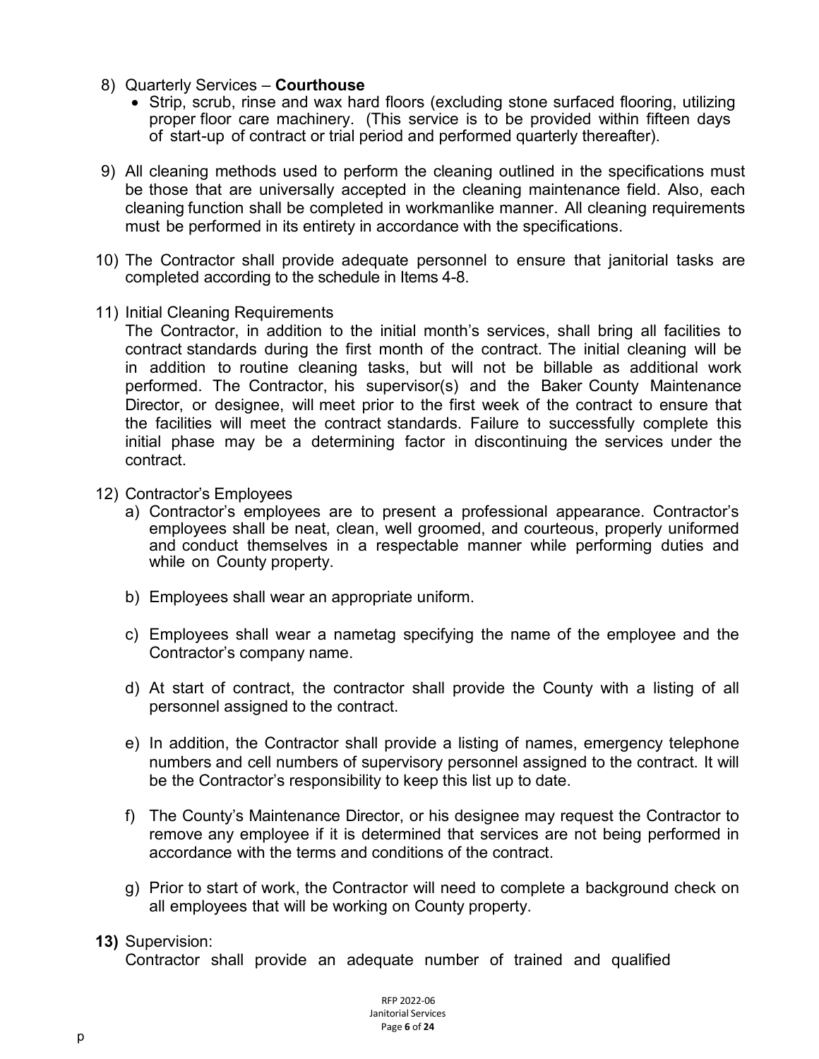8) Quarterly Services – **Courthouse**
   - Strip, scrub, rinse and wax hard floors (excluding stone surfaced flooring, utilizing proper floor care machinery. (This service is to be provided within fifteen days of start-up of contract or trial period and performed quarterly thereafter).

9) All cleaning methods used to perform the cleaning outlined in the specifications must be those that are universally accepted in the cleaning maintenance field. Also, each cleaning function shall be completed in workmanlike manner. All cleaning requirements must be performed in its entirety in accordance with the specifications.

10) The Contractor shall provide adequate personnel to ensure that janitorial tasks are completed according to the schedule in Items 4-8.

11) Initial Cleaning Requirements
    The Contractor, in addition to the initial month's services, shall bring all facilities to contract standards during the first month of the contract. The initial cleaning will be in addition to routine cleaning tasks, but will not be billable as additional work performed. The Contractor, his supervisor(s) and the Baker County Maintenance Director, or designee, will meet prior to the first week of the contract to ensure that the facilities will meet the contract standards. Failure to successfully complete this initial phase may be a determining factor in discontinuing the services under the contract.

12) Contractor's Employees
    a) Contractor's employees are to present a professional appearance. Contractor's employees shall be neat, clean, well groomed, and courteous, properly uniformed and conduct themselves in a respectable manner while performing duties and while on County property.

    b) Employees shall wear an appropriate uniform.

    c) Employees shall wear a nametag specifying the name of the employee and the Contractor's company name.

    d) At start of contract, the contractor shall provide the County with a listing of all personnel assigned to the contract.

    e) In addition, the Contractor shall provide a listing of names, emergency telephone numbers and cell numbers of supervisory personnel assigned to the contract. It will be the Contractor's responsibility to keep this list up to date.

    f) The County's Maintenance Director, or his designee may request the Contractor to remove any employee if it is determined that services are not being performed in accordance with the terms and conditions of the contract.

    g) Prior to start of work, the Contractor will need to complete a background check on all employees that will be working on County property.

**13)** Supervision:
    Contractor shall provide an adequate number of trained and qualified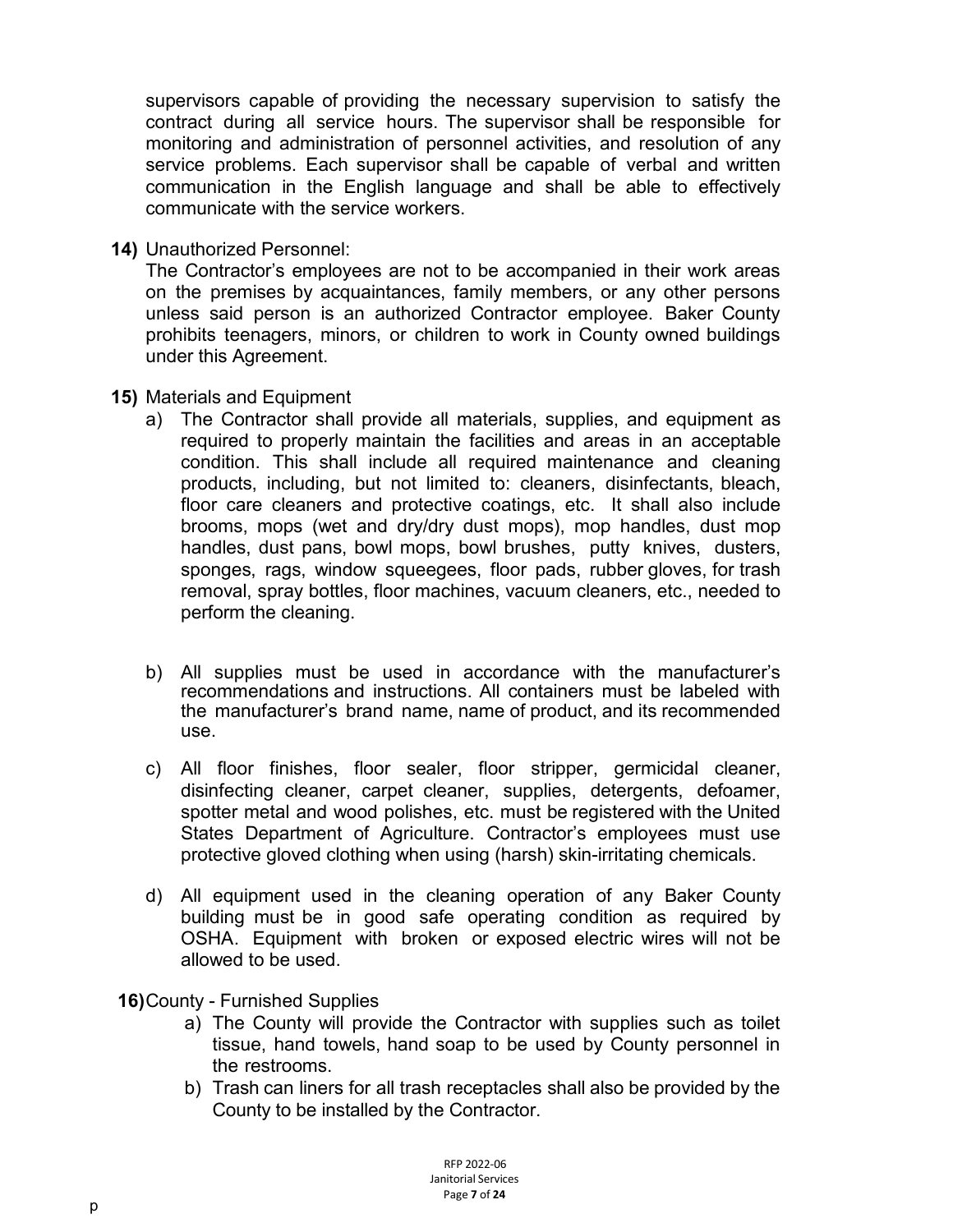supervisors capable of providing the necessary supervision to satisfy the contract during all service hours. The supervisor shall be responsible for monitoring and administration of personnel activities, and resolution of any service problems. Each supervisor shall be capable of verbal and written communication in the English language and shall be able to effectively communicate with the service workers.

**14)** Unauthorized Personnel:
The Contractor's employees are not to be accompanied in their work areas on the premises by acquaintances, family members, or any other persons unless said person is an authorized Contractor employee. Baker County prohibits teenagers, minors, or children to work in County owned buildings under this Agreement.

**15)** Materials and Equipment

a) The Contractor shall provide all materials, supplies, and equipment as required to properly maintain the facilities and areas in an acceptable condition. This shall include all required maintenance and cleaning products, including, but not limited to: cleaners, disinfectants, bleach, floor care cleaners and protective coatings, etc. It shall also include brooms, mops (wet and dry/dry dust mops), mop handles, dust mop handles, dust pans, bowl mops, bowl brushes, putty knives, dusters, sponges, rags, window squeegees, floor pads, rubber gloves, for trash removal, spray bottles, floor machines, vacuum cleaners, etc., needed to perform the cleaning.

b) All supplies must be used in accordance with the manufacturer's recommendations and instructions. All containers must be labeled with the manufacturer's brand name, name of product, and its recommended use.

c) All floor finishes, floor sealer, floor stripper, germicidal cleaner, disinfecting cleaner, carpet cleaner, supplies, detergents, defoamer, spotter metal and wood polishes, etc. must be registered with the United States Department of Agriculture. Contractor's employees must use protective gloved clothing when using (harsh) skin-irritating chemicals.

d) All equipment used in the cleaning operation of any Baker County building must be in good safe operating condition as required by OSHA. Equipment with broken or exposed electric wires will not be allowed to be used.

**16)** County - Furnished Supplies

a) The County will provide the Contractor with supplies such as toilet tissue, hand towels, hand soap to be used by County personnel in the restrooms.

b) Trash can liners for all trash receptacles shall also be provided by the County to be installed by the Contractor.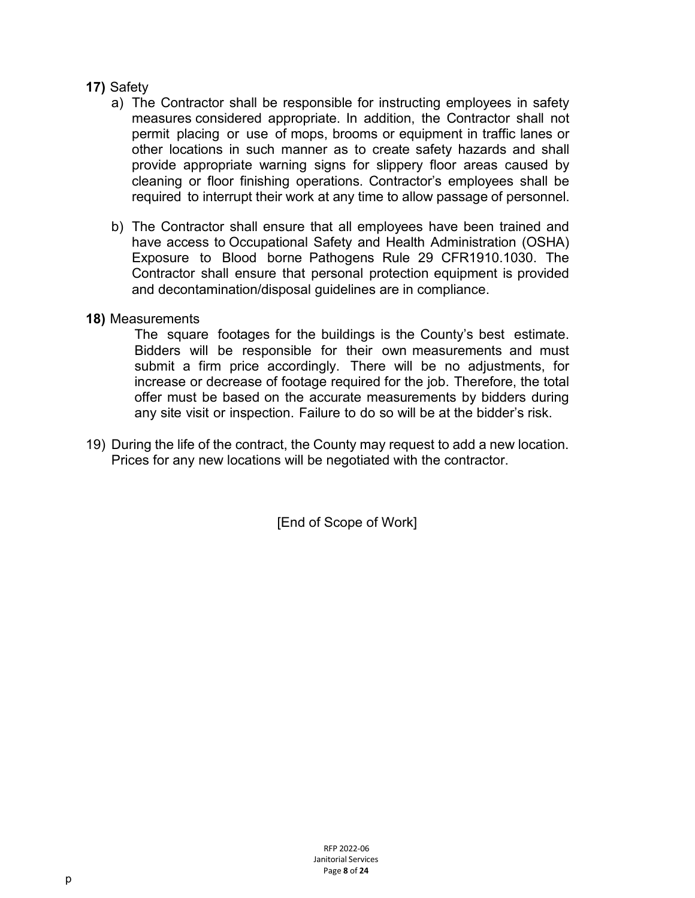**17)** Safety

a) The Contractor shall be responsible for instructing employees in safety measures considered appropriate. In addition, the Contractor shall not permit placing or use of mops, brooms or equipment in traffic lanes or other locations in such manner as to create safety hazards and shall provide appropriate warning signs for slippery floor areas caused by cleaning or floor finishing operations. Contractor's employees shall be required to interrupt their work at any time to allow passage of personnel.

b) The Contractor shall ensure that all employees have been trained and have access to Occupational Safety and Health Administration (OSHA) Exposure to Blood borne Pathogens Rule 29 CFR1910.1030. The Contractor shall ensure that personal protection equipment is provided and decontamination/disposal guidelines are in compliance.

**18)** Measurements

The square footages for the buildings is the County's best estimate. Bidders will be responsible for their own measurements and must submit a firm price accordingly. There will be no adjustments, for increase or decrease of footage required for the job. Therefore, the total offer must be based on the accurate measurements by bidders during any site visit or inspection. Failure to do so will be at the bidder's risk.

19) During the life of the contract, the County may request to add a new location. Prices for any new locations will be negotiated with the contractor.

[End of Scope of Work]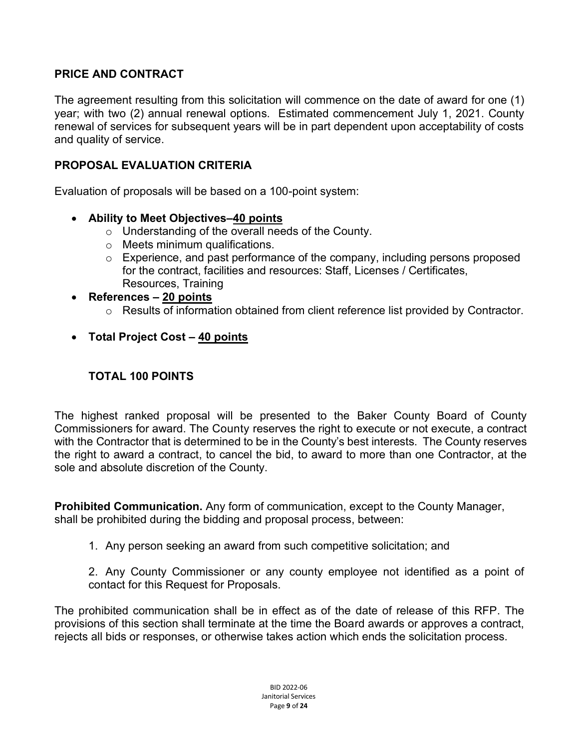## PRICE AND CONTRACT

The agreement resulting from this solicitation will commence on the date of award for one (1) year; with two (2) annual renewal options. Estimated commencement July 1, 2021. County renewal of services for subsequent years will be in part dependent upon acceptability of costs and quality of service.

## PROPOSAL EVALUATION CRITERIA

Evaluation of proposals will be based on a 100-point system:

- **Ability to Meet Objectives–<u>40 points</u>**
  - Understanding of the overall needs of the County.
  - Meets minimum qualifications.
  - Experience, and past performance of the company, including persons proposed for the contract, facilities and resources: Staff, Licenses / Certificates, Resources, Training
- **References – <u>20 points</u>**
  - Results of information obtained from client reference list provided by Contractor.
- **Total Project Cost – <u>40 points</u>**

**TOTAL 100 POINTS**

The highest ranked proposal will be presented to the Baker County Board of County Commissioners for award. The County reserves the right to execute or not execute, a contract with the Contractor that is determined to be in the County's best interests. The County reserves the right to award a contract, to cancel the bid, to award to more than one Contractor, at the sole and absolute discretion of the County.

**Prohibited Communication.** Any form of communication, except to the County Manager, shall be prohibited during the bidding and proposal process, between:

1. Any person seeking an award from such competitive solicitation; and

2. Any County Commissioner or any county employee not identified as a point of contact for this Request for Proposals.

The prohibited communication shall be in effect as of the date of release of this RFP. The provisions of this section shall terminate at the time the Board awards or approves a contract, rejects all bids or responses, or otherwise takes action which ends the solicitation process.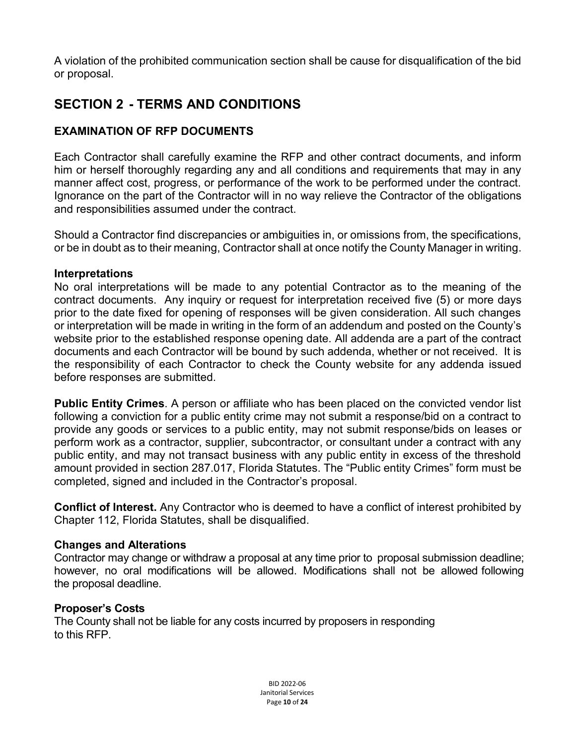A violation of the prohibited communication section shall be cause for disqualification of the bid or proposal.

## SECTION 2 - TERMS AND CONDITIONS

### EXAMINATION OF RFP DOCUMENTS

Each Contractor shall carefully examine the RFP and other contract documents, and inform him or herself thoroughly regarding any and all conditions and requirements that may in any manner affect cost, progress, or performance of the work to be performed under the contract. Ignorance on the part of the Contractor will in no way relieve the Contractor of the obligations and responsibilities assumed under the contract.

Should a Contractor find discrepancies or ambiguities in, or omissions from, the specifications, or be in doubt as to their meaning, Contractor shall at once notify the County Manager in writing.

**Interpretations**

No oral interpretations will be made to any potential Contractor as to the meaning of the contract documents. Any inquiry or request for interpretation received five (5) or more days prior to the date fixed for opening of responses will be given consideration. All such changes or interpretation will be made in writing in the form of an addendum and posted on the County's website prior to the established response opening date. All addenda are a part of the contract documents and each Contractor will be bound by such addenda, whether or not received. It is the responsibility of each Contractor to check the County website for any addenda issued before responses are submitted.

**Public Entity Crimes**. A person or affiliate who has been placed on the convicted vendor list following a conviction for a public entity crime may not submit a response/bid on a contract to provide any goods or services to a public entity, may not submit response/bids on leases or perform work as a contractor, supplier, subcontractor, or consultant under a contract with any public entity, and may not transact business with any public entity in excess of the threshold amount provided in section 287.017, Florida Statutes. The "Public entity Crimes" form must be completed, signed and included in the Contractor's proposal.

**Conflict of Interest.** Any Contractor who is deemed to have a conflict of interest prohibited by Chapter 112, Florida Statutes, shall be disqualified.

**Changes and Alterations**

Contractor may change or withdraw a proposal at any time prior to proposal submission deadline; however, no oral modifications will be allowed. Modifications shall not be allowed following the proposal deadline.

**Proposer's Costs**

The County shall not be liable for any costs incurred by proposers in responding to this RFP.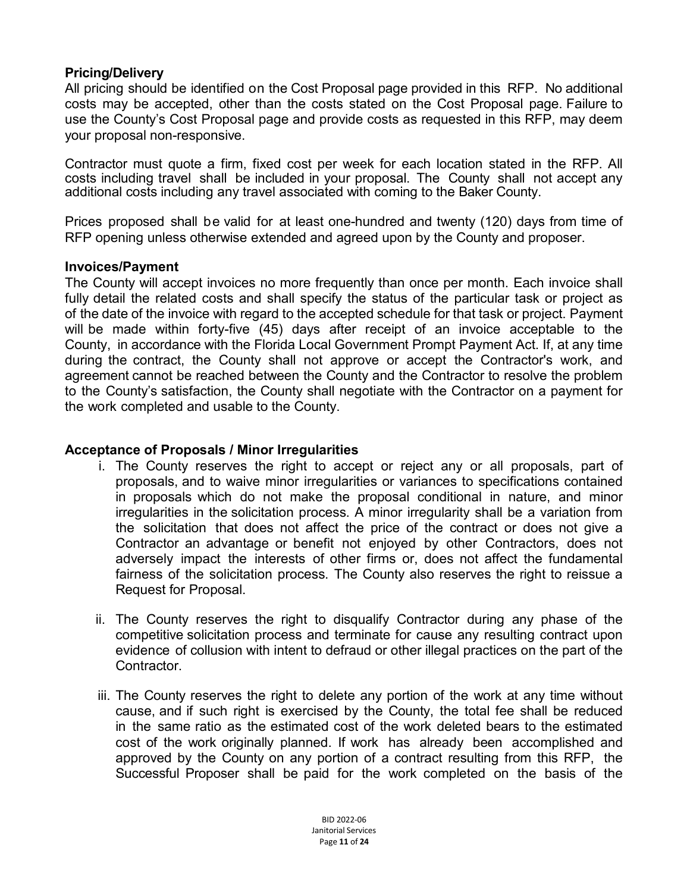### Pricing/Delivery

All pricing should be identified on the Cost Proposal page provided in this RFP. No additional costs may be accepted, other than the costs stated on the Cost Proposal page. Failure to use the County's Cost Proposal page and provide costs as requested in this RFP, may deem your proposal non-responsive.

Contractor must quote a firm, fixed cost per week for each location stated in the RFP. All costs including travel shall be included in your proposal. The County shall not accept any additional costs including any travel associated with coming to the Baker County.

Prices proposed shall be valid for at least one-hundred and twenty (120) days from time of RFP opening unless otherwise extended and agreed upon by the County and proposer.

### Invoices/Payment

The County will accept invoices no more frequently than once per month. Each invoice shall fully detail the related costs and shall specify the status of the particular task or project as of the date of the invoice with regard to the accepted schedule for that task or project. Payment will be made within forty-five (45) days after receipt of an invoice acceptable to the County, in accordance with the Florida Local Government Prompt Payment Act. If, at any time during the contract, the County shall not approve or accept the Contractor's work, and agreement cannot be reached between the County and the Contractor to resolve the problem to the County's satisfaction, the County shall negotiate with the Contractor on a payment for the work completed and usable to the County.

### Acceptance of Proposals / Minor Irregularities

i. The County reserves the right to accept or reject any or all proposals, part of proposals, and to waive minor irregularities or variances to specifications contained in proposals which do not make the proposal conditional in nature, and minor irregularities in the solicitation process. A minor irregularity shall be a variation from the solicitation that does not affect the price of the contract or does not give a Contractor an advantage or benefit not enjoyed by other Contractors, does not adversely impact the interests of other firms or, does not affect the fundamental fairness of the solicitation process. The County also reserves the right to reissue a Request for Proposal.

ii. The County reserves the right to disqualify Contractor during any phase of the competitive solicitation process and terminate for cause any resulting contract upon evidence of collusion with intent to defraud or other illegal practices on the part of the Contractor.

iii. The County reserves the right to delete any portion of the work at any time without cause, and if such right is exercised by the County, the total fee shall be reduced in the same ratio as the estimated cost of the work deleted bears to the estimated cost of the work originally planned. If work has already been accomplished and approved by the County on any portion of a contract resulting from this RFP, the Successful Proposer shall be paid for the work completed on the basis of the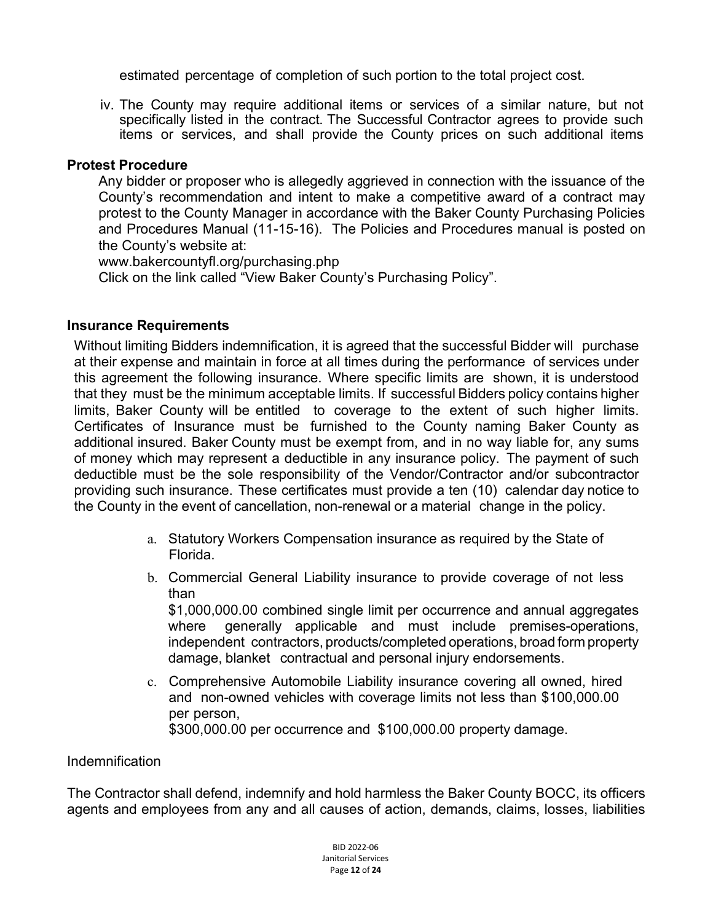estimated percentage of completion of such portion to the total project cost.

iv. The County may require additional items or services of a similar nature, but not specifically listed in the contract. The Successful Contractor agrees to provide such items or services, and shall provide the County prices on such additional items

**Protest Procedure**

Any bidder or proposer who is allegedly aggrieved in connection with the issuance of the County's recommendation and intent to make a competitive award of a contract may protest to the County Manager in accordance with the Baker County Purchasing Policies and Procedures Manual (11-15-16). The Policies and Procedures manual is posted on the County's website at:

www.bakercountyfl.org/purchasing.php

Click on the link called "View Baker County's Purchasing Policy".

**Insurance Requirements**

Without limiting Bidders indemnification, it is agreed that the successful Bidder will purchase at their expense and maintain in force at all times during the performance of services under this agreement the following insurance. Where specific limits are shown, it is understood that they must be the minimum acceptable limits. If successful Bidders policy contains higher limits, Baker County will be entitled to coverage to the extent of such higher limits. Certificates of Insurance must be furnished to the County naming Baker County as additional insured. Baker County must be exempt from, and in no way liable for, any sums of money which may represent a deductible in any insurance policy. The payment of such deductible must be the sole responsibility of the Vendor/Contractor and/or subcontractor providing such insurance. These certificates must provide a ten (10) calendar day notice to the County in the event of cancellation, non-renewal or a material change in the policy.

a. Statutory Workers Compensation insurance as required by the State of Florida.

b. Commercial General Liability insurance to provide coverage of not less than
$1,000,000.00 combined single limit per occurrence and annual aggregates where generally applicable and must include premises-operations, independent contractors, products/completed operations, broad form property damage, blanket contractual and personal injury endorsements.

c. Comprehensive Automobile Liability insurance covering all owned, hired and non-owned vehicles with coverage limits not less than $100,000.00 per person,
$300,000.00 per occurrence and $100,000.00 property damage.

Indemnification

The Contractor shall defend, indemnify and hold harmless the Baker County BOCC, its officers agents and employees from any and all causes of action, demands, claims, losses, liabilities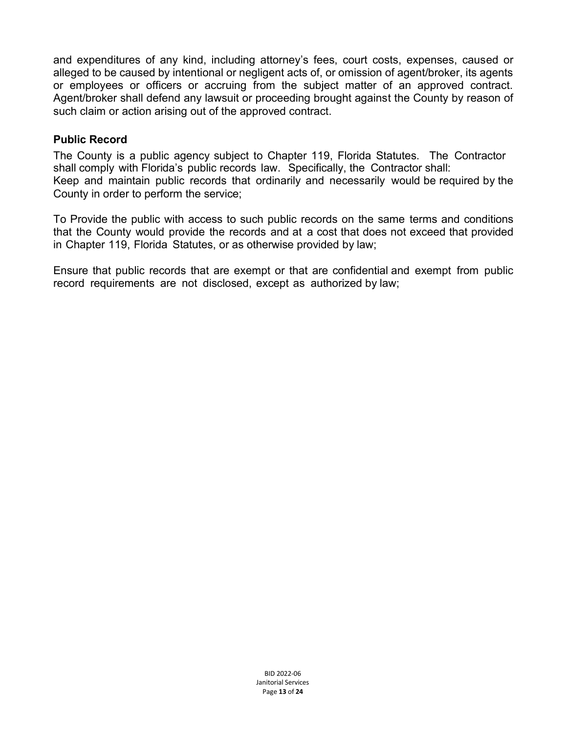and expenditures of any kind, including attorney's fees, court costs, expenses, caused or alleged to be caused by intentional or negligent acts of, or omission of agent/broker, its agents or employees or officers or accruing from the subject matter of an approved contract. Agent/broker shall defend any lawsuit or proceeding brought against the County by reason of such claim or action arising out of the approved contract.

### Public Record

The County is a public agency subject to Chapter 119, Florida Statutes. The Contractor shall comply with Florida's public records law. Specifically, the Contractor shall:
Keep and maintain public records that ordinarily and necessarily would be required by the County in order to perform the service;

To Provide the public with access to such public records on the same terms and conditions that the County would provide the records and at a cost that does not exceed that provided in Chapter 119, Florida Statutes, or as otherwise provided by law;

Ensure that public records that are exempt or that are confidential and exempt from public record requirements are not disclosed, except as authorized by law;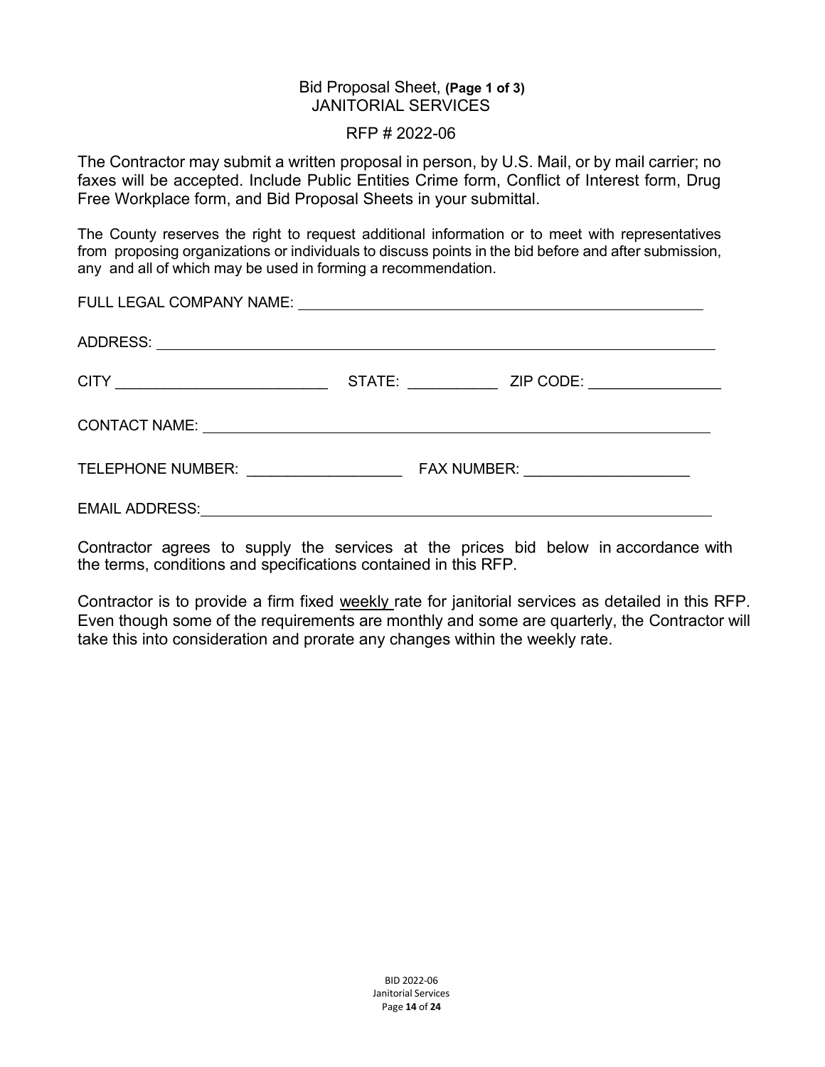Bid Proposal Sheet, **(Page 1 of 3)**
JANITORIAL SERVICES

RFP # 2022-06

The Contractor may submit a written proposal in person, by U.S. Mail, or by mail carrier; no faxes will be accepted. Include Public Entities Crime form, Conflict of Interest form, Drug Free Workplace form, and Bid Proposal Sheets in your submittal.

The County reserves the right to request additional information or to meet with representatives from proposing organizations or individuals to discuss points in the bid before and after submission, any and all of which may be used in forming a recommendation.

FULL LEGAL COMPANY NAME: ____________________________________________

ADDRESS: ____________________________________________________________

CITY ________________________ STATE: __________ ZIP CODE: _______________

CONTACT NAME: _______________________________________________________

TELEPHONE NUMBER: _________________ FAX NUMBER: __________________

EMAIL ADDRESS: _______________________________________________________

Contractor agrees to supply the services at the prices bid below in accordance with the terms, conditions and specifications contained in this RFP.

Contractor is to provide a firm fixed weekly rate for janitorial services as detailed in this RFP. Even though some of the requirements are monthly and some are quarterly, the Contractor will take this into consideration and prorate any changes within the weekly rate.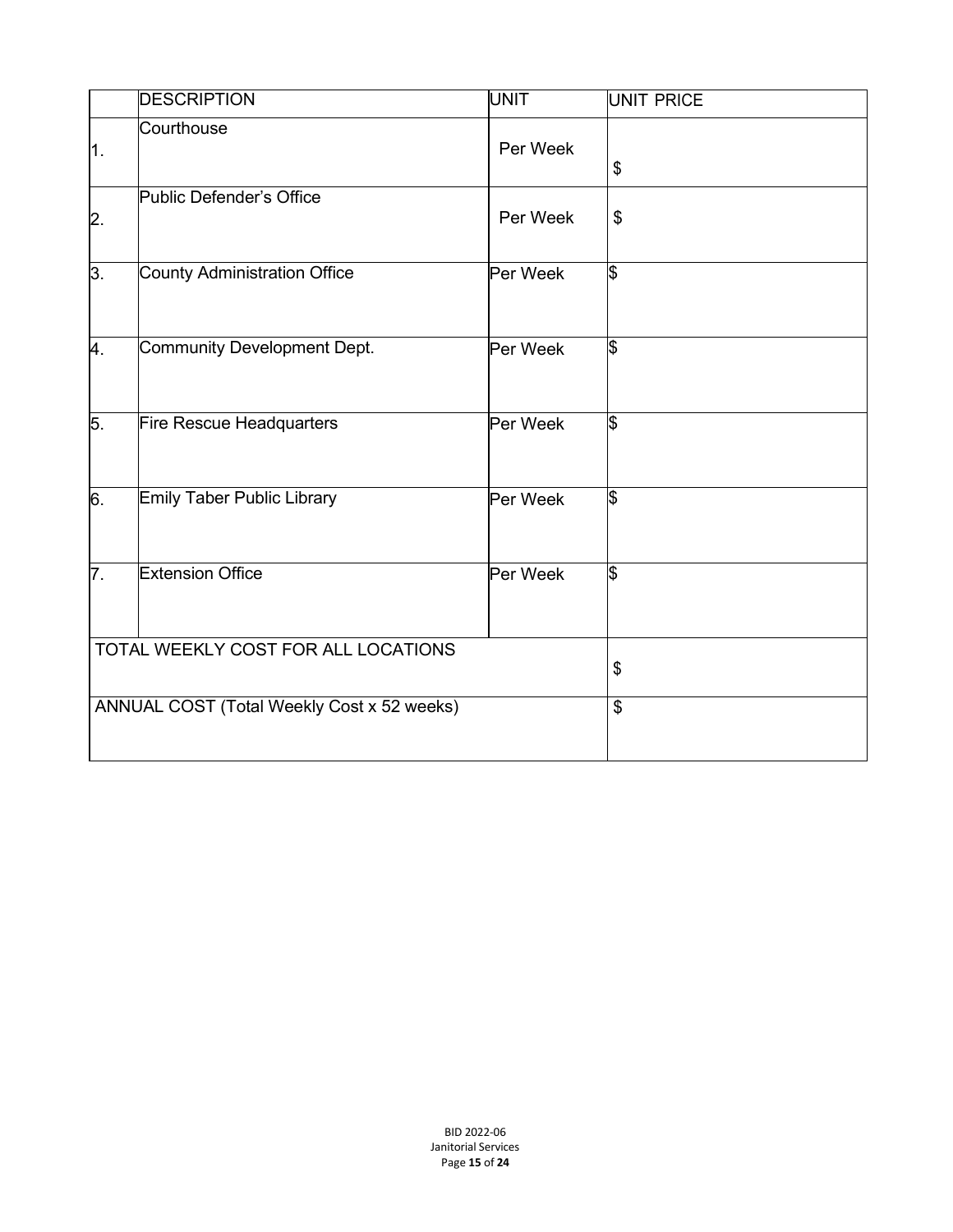| | DESCRIPTION | UNIT | UNIT PRICE |
|---|---|---|---|
| 1. | Courthouse | Per Week | $ |
| 2. | Public Defender's Office | Per Week | $ |
| 3. | County Administration Office | Per Week | $ |
| 4. | Community Development Dept. | Per Week | $ |
| 5. | Fire Rescue Headquarters | Per Week | $ |
| 6. | Emily Taber Public Library | Per Week | $ |
| 7. | Extension Office | Per Week | $ |
| TOTAL WEEKLY COST FOR ALL LOCATIONS | | | $ |
| ANNUAL COST (Total Weekly Cost x 52 weeks) | | | $ |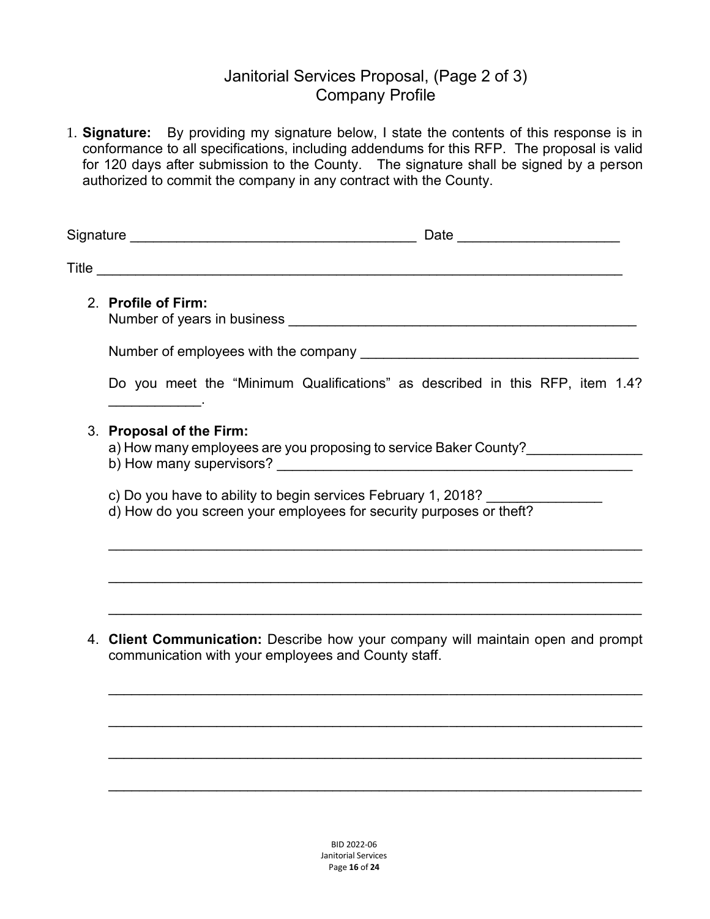# Janitorial Services Proposal, (Page 2 of 3)
## Company Profile

1. **Signature:** By providing my signature below, I state the contents of this response is in conformance to all specifications, including addendums for this RFP. The proposal is valid for 120 days after submission to the County. The signature shall be signed by a person authorized to commit the company in any contract with the County.

Signature ____________________________________ Date ____________________

Title __________________________________________________________________

2. **Profile of Firm:**

   Number of years in business _____________________________________________

   Number of employees with the company ___________________________________

   Do you meet the "Minimum Qualifications" as described in this RFP, item 1.4? ___________.

3. **Proposal of the Firm:**

   a) How many employees are you proposing to service Baker County?_______________

   b) How many supervisors? _______________________________________________

   c) Do you have to ability to begin services February 1, 2018? ______________

   d) How do you screen your employees for security purposes or theft?

   ______________________________________________________________________

   ______________________________________________________________________

   ______________________________________________________________________

4. **Client Communication:** Describe how your company will maintain open and prompt communication with your employees and County staff.

   ______________________________________________________________________

   ______________________________________________________________________

   ______________________________________________________________________

   ______________________________________________________________________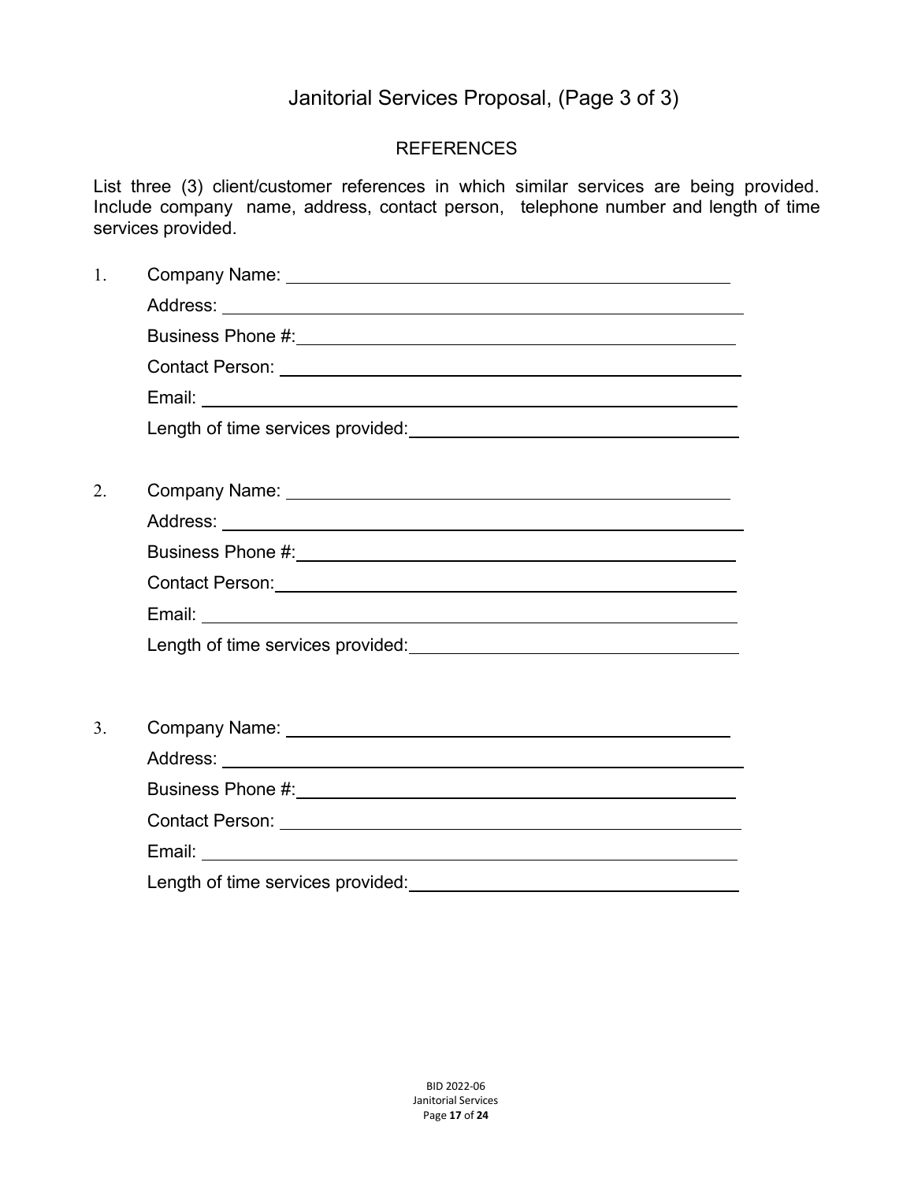# Janitorial Services Proposal, (Page 3 of 3)

## REFERENCES

List three (3) client/customer references in which similar services are being provided. Include company name, address, contact person, telephone number and length of time services provided.

1. Company Name: \_\_\_\_\_\_\_\_\_\_\_\_\_\_\_\_\_\_\_\_\_\_\_\_\_\_\_\_\_\_\_\_\_\_\_\_\_\_\_\_

   Address: \_\_\_\_\_\_\_\_\_\_\_\_\_\_\_\_\_\_\_\_\_\_\_\_\_\_\_\_\_\_\_\_\_\_\_\_\_\_\_\_

   Business Phone #: \_\_\_\_\_\_\_\_\_\_\_\_\_\_\_\_\_\_\_\_\_\_\_\_\_\_\_\_\_\_\_\_\_\_\_\_\_\_\_\_

   Contact Person: \_\_\_\_\_\_\_\_\_\_\_\_\_\_\_\_\_\_\_\_\_\_\_\_\_\_\_\_\_\_\_\_\_\_\_\_\_\_\_\_

   Email: \_\_\_\_\_\_\_\_\_\_\_\_\_\_\_\_\_\_\_\_\_\_\_\_\_\_\_\_\_\_\_\_\_\_\_\_\_\_\_\_

   Length of time services provided: \_\_\_\_\_\_\_\_\_\_\_\_\_\_\_\_\_\_\_\_\_\_\_\_\_\_\_\_

2. Company Name: \_\_\_\_\_\_\_\_\_\_\_\_\_\_\_\_\_\_\_\_\_\_\_\_\_\_\_\_\_\_\_\_\_\_\_\_\_\_\_\_

   Address: \_\_\_\_\_\_\_\_\_\_\_\_\_\_\_\_\_\_\_\_\_\_\_\_\_\_\_\_\_\_\_\_\_\_\_\_\_\_\_\_

   Business Phone #: \_\_\_\_\_\_\_\_\_\_\_\_\_\_\_\_\_\_\_\_\_\_\_\_\_\_\_\_\_\_\_\_\_\_\_\_\_\_\_\_

   Contact Person: \_\_\_\_\_\_\_\_\_\_\_\_\_\_\_\_\_\_\_\_\_\_\_\_\_\_\_\_\_\_\_\_\_\_\_\_\_\_\_\_

   Email: \_\_\_\_\_\_\_\_\_\_\_\_\_\_\_\_\_\_\_\_\_\_\_\_\_\_\_\_\_\_\_\_\_\_\_\_\_\_\_\_

   Length of time services provided: \_\_\_\_\_\_\_\_\_\_\_\_\_\_\_\_\_\_\_\_\_\_\_\_\_\_\_\_

3. Company Name: \_\_\_\_\_\_\_\_\_\_\_\_\_\_\_\_\_\_\_\_\_\_\_\_\_\_\_\_\_\_\_\_\_\_\_\_\_\_\_\_

   Address: \_\_\_\_\_\_\_\_\_\_\_\_\_\_\_\_\_\_\_\_\_\_\_\_\_\_\_\_\_\_\_\_\_\_\_\_\_\_\_\_

   Business Phone #: \_\_\_\_\_\_\_\_\_\_\_\_\_\_\_\_\_\_\_\_\_\_\_\_\_\_\_\_\_\_\_\_\_\_\_\_\_\_\_\_

   Contact Person: \_\_\_\_\_\_\_\_\_\_\_\_\_\_\_\_\_\_\_\_\_\_\_\_\_\_\_\_\_\_\_\_\_\_\_\_\_\_\_\_

   Email: \_\_\_\_\_\_\_\_\_\_\_\_\_\_\_\_\_\_\_\_\_\_\_\_\_\_\_\_\_\_\_\_\_\_\_\_\_\_\_\_

   Length of time services provided: \_\_\_\_\_\_\_\_\_\_\_\_\_\_\_\_\_\_\_\_\_\_\_\_\_\_\_\_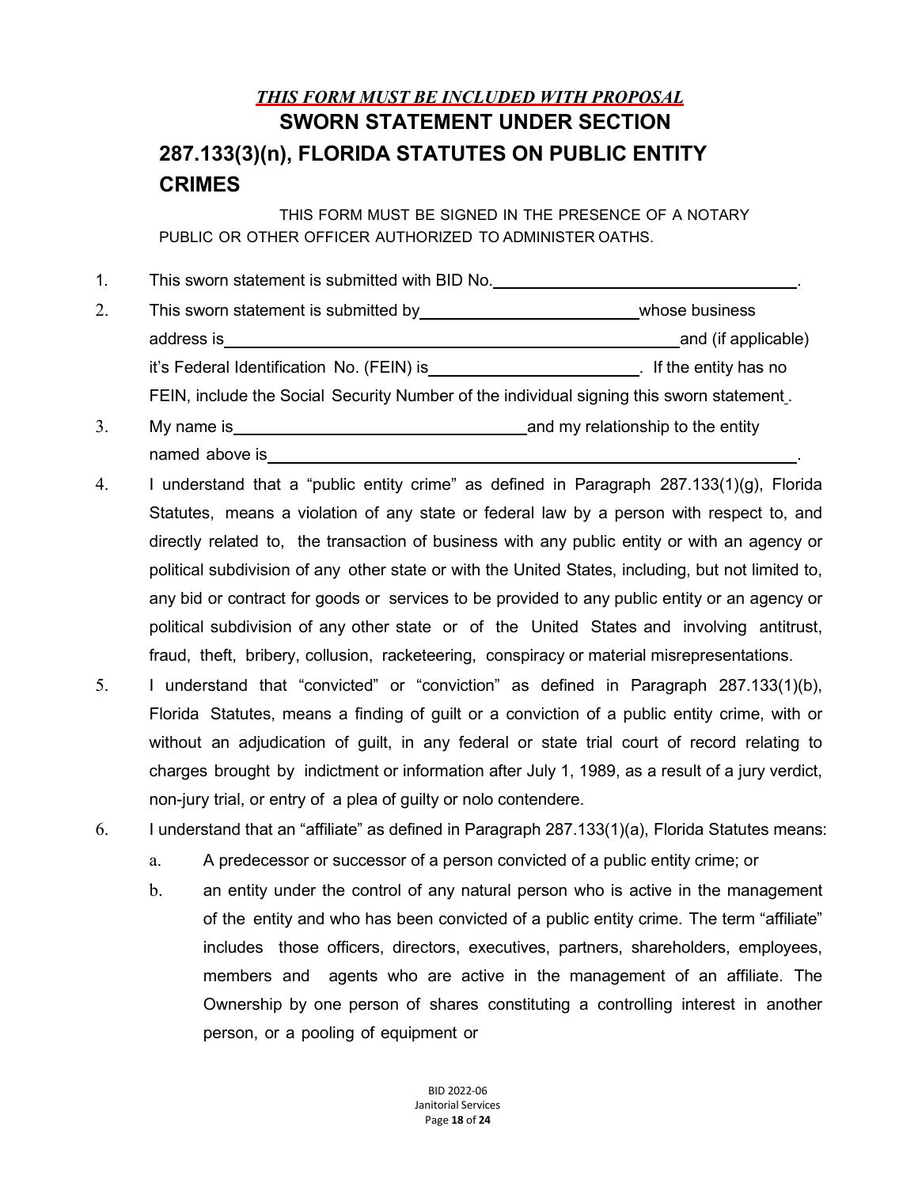***THIS FORM MUST BE INCLUDED WITH PROPOSAL***

# SWORN STATEMENT UNDER SECTION 287.133(3)(n), FLORIDA STATUTES ON PUBLIC ENTITY CRIMES

THIS FORM MUST BE SIGNED IN THE PRESENCE OF A NOTARY PUBLIC OR OTHER OFFICER AUTHORIZED TO ADMINISTER OATHS.

1. This sworn statement is submitted with BID No.\_\_\_\_\_\_\_\_\_\_\_\_\_\_\_\_\_\_\_\_\_\_\_\_\_\_\_\_\_\_\_\_\_\_.
2. This sworn statement is submitted by\_\_\_\_\_\_\_\_\_\_\_\_\_\_\_\_\_\_\_\_\_\_\_\_\_\_whose business address is\_\_\_\_\_\_\_\_\_\_\_\_\_\_\_\_\_\_\_\_\_\_\_\_\_\_\_\_\_\_\_\_\_\_\_\_\_\_\_\_\_\_\_\_\_\_\_\_\_\_and (if applicable) it's Federal Identification No. (FEIN) is\_\_\_\_\_\_\_\_\_\_\_\_\_\_\_\_\_\_\_\_\_\_\_\_. If the entity has no FEIN, include the Social Security Number of the individual signing this sworn statement\_.
3. My name is\_\_\_\_\_\_\_\_\_\_\_\_\_\_\_\_\_\_\_\_\_\_\_\_\_\_\_\_\_\_\_\_\_\_and my relationship to the entity named above is\_\_\_\_\_\_\_\_\_\_\_\_\_\_\_\_\_\_\_\_\_\_\_\_\_\_\_\_\_\_\_\_\_\_\_\_\_\_\_\_\_\_\_\_\_\_\_\_\_\_\_\_\_\_\_\_\_\_\_\_.
4. I understand that a "public entity crime" as defined in Paragraph 287.133(1)(g), Florida Statutes, means a violation of any state or federal law by a person with respect to, and directly related to, the transaction of business with any public entity or with an agency or political subdivision of any other state or with the United States, including, but not limited to, any bid or contract for goods or services to be provided to any public entity or an agency or political subdivision of any other state or of the United States and involving antitrust, fraud, theft, bribery, collusion, racketeering, conspiracy or material misrepresentations.
5. I understand that "convicted" or "conviction" as defined in Paragraph 287.133(1)(b), Florida Statutes, means a finding of guilt or a conviction of a public entity crime, with or without an adjudication of guilt, in any federal or state trial court of record relating to charges brought by indictment or information after July 1, 1989, as a result of a jury verdict, non-jury trial, or entry of a plea of guilty or nolo contendere.
6. I understand that an "affiliate" as defined in Paragraph 287.133(1)(a), Florida Statutes means:
   a. A predecessor or successor of a person convicted of a public entity crime; or
   b. an entity under the control of any natural person who is active in the management of the entity and who has been convicted of a public entity crime. The term "affiliate" includes those officers, directors, executives, partners, shareholders, employees, members and agents who are active in the management of an affiliate. The Ownership by one person of shares constituting a controlling interest in another person, or a pooling of equipment or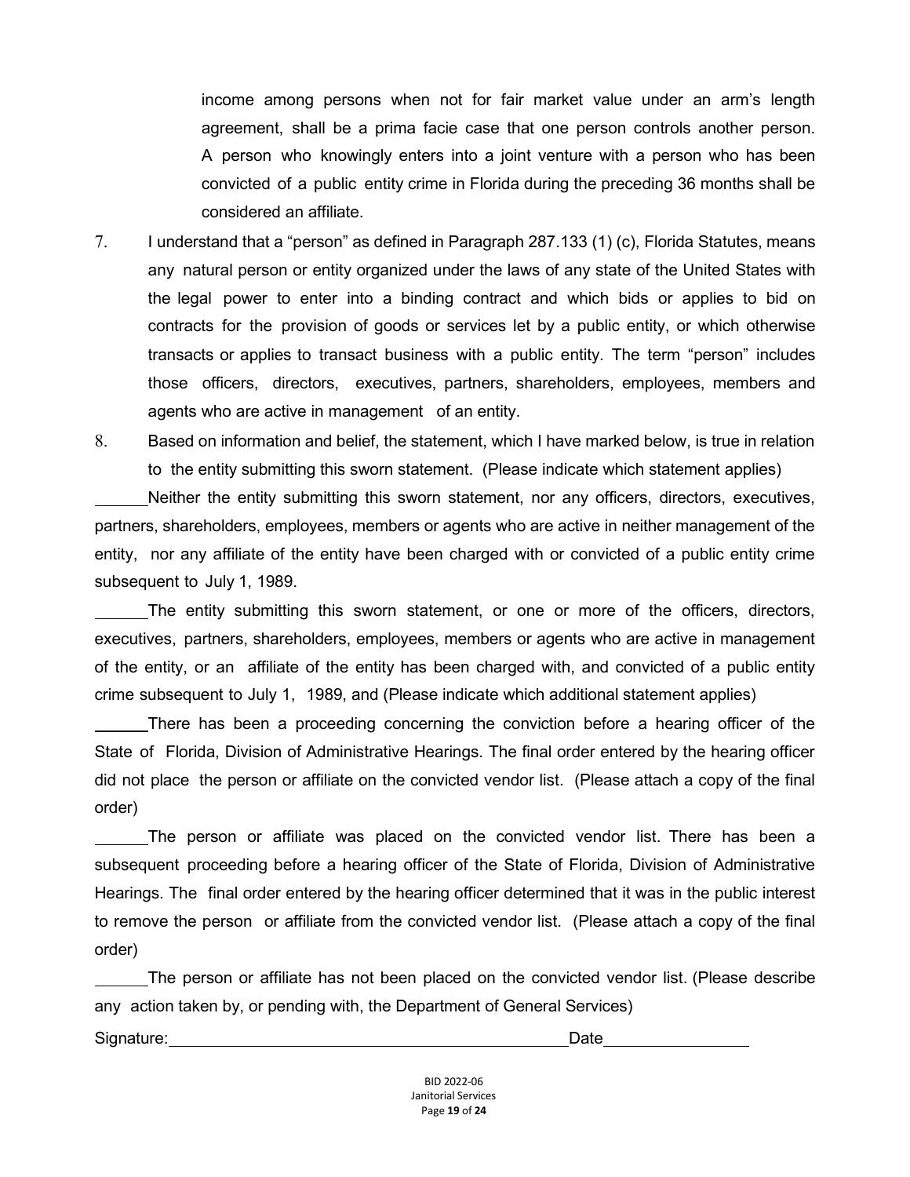income among persons when not for fair market value under an arm's length agreement, shall be a prima facie case that one person controls another person. A person who knowingly enters into a joint venture with a person who has been convicted of a public entity crime in Florida during the preceding 36 months shall be considered an affiliate.

7. I understand that a "person" as defined in Paragraph 287.133 (1) (c), Florida Statutes, means any natural person or entity organized under the laws of any state of the United States with the legal power to enter into a binding contract and which bids or applies to bid on contracts for the provision of goods or services let by a public entity, or which otherwise transacts or applies to transact business with a public entity. The term "person" includes those officers, directors, executives, partners, shareholders, employees, members and agents who are active in management of an entity.

8. Based on information and belief, the statement, which I have marked below, is true in relation to the entity submitting this sworn statement. (Please indicate which statement applies)

______ Neither the entity submitting this sworn statement, nor any officers, directors, executives, partners, shareholders, employees, members or agents who are active in neither management of the entity, nor any affiliate of the entity have been charged with or convicted of a public entity crime subsequent to July 1, 1989.

______ The entity submitting this sworn statement, or one or more of the officers, directors, executives, partners, shareholders, employees, members or agents who are active in management of the entity, or an affiliate of the entity has been charged with, and convicted of a public entity crime subsequent to July 1, 1989, and (Please indicate which additional statement applies)

______ There has been a proceeding concerning the conviction before a hearing officer of the State of Florida, Division of Administrative Hearings. The final order entered by the hearing officer did not place the person or affiliate on the convicted vendor list. (Please attach a copy of the final order)

______ The person or affiliate was placed on the convicted vendor list. There has been a subsequent proceeding before a hearing officer of the State of Florida, Division of Administrative Hearings. The final order entered by the hearing officer determined that it was in the public interest to remove the person or affiliate from the convicted vendor list. (Please attach a copy of the final order)

______ The person or affiliate has not been placed on the convicted vendor list. (Please describe any action taken by, or pending with, the Department of General Services)

Signature: ______________________________________________ Date ________________

BID 2022-06
Janitorial Services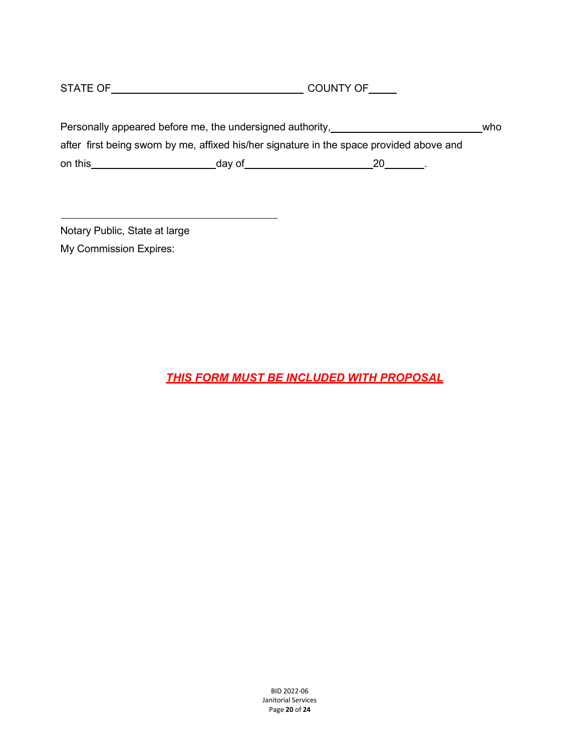STATE OF________________________________ COUNTY OF_____

Personally appeared before me, the undersigned authority,__________________________who after first being sworn by me, affixed his/her signature in the space provided above and on this_____________________day of______________________20_______.

_______________________________________

Notary Public, State at large

My Commission Expires:

***THIS FORM MUST BE INCLUDED WITH PROPOSAL***

BID 2022-06
Janitorial Services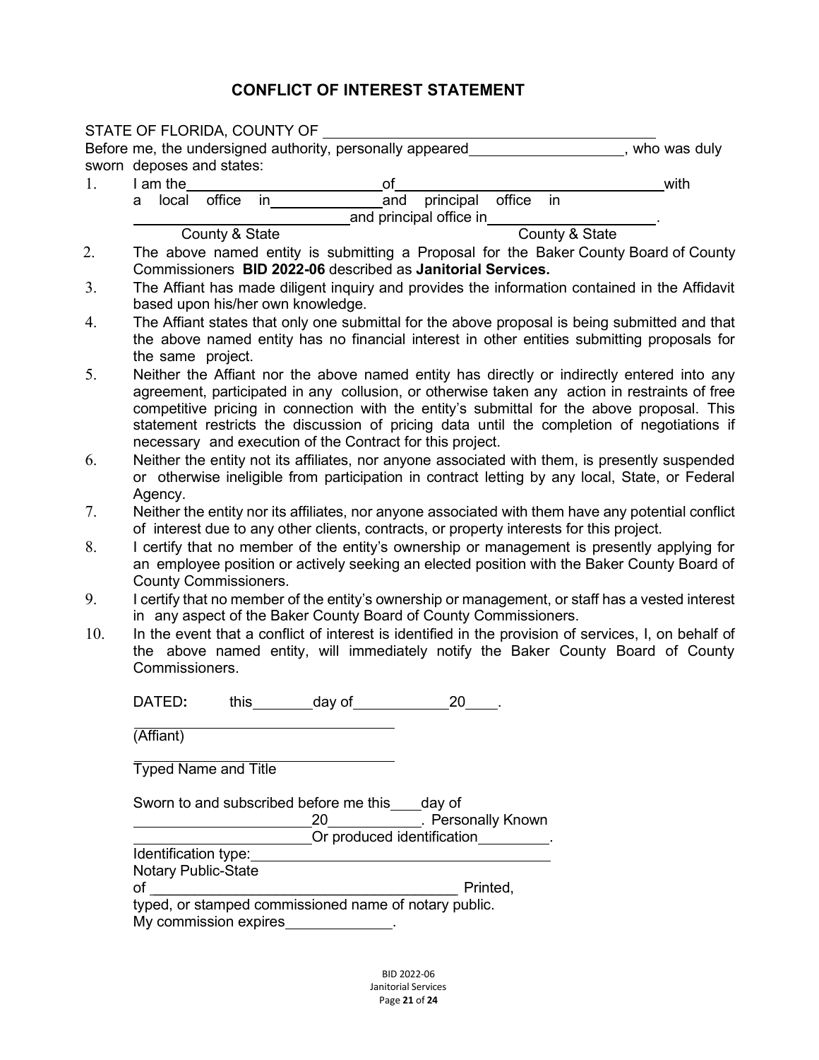# CONFLICT OF INTEREST STATEMENT

STATE OF FLORIDA, COUNTY OF ______________________________

Before me, the undersigned authority, personally appeared ____________________, who was duly sworn deposes and states:

1. I am the __________________________ of __________________________________ with a local office in ________________ and principal office in ____________________________ and principal office in ______________________.
   County & State                                                                 County & State
2. The above named entity is submitting a Proposal for the Baker County Board of County Commissioners **BID 2022-06** described as **Janitorial Services.**
3. The Affiant has made diligent inquiry and provides the information contained in the Affidavit based upon his/her own knowledge.
4. The Affiant states that only one submittal for the above proposal is being submitted and that the above named entity has no financial interest in other entities submitting proposals for the same project.
5. Neither the Affiant nor the above named entity has directly or indirectly entered into any agreement, participated in any collusion, or otherwise taken any action in restraints of free competitive pricing in connection with the entity's submittal for the above proposal. This statement restricts the discussion of pricing data until the completion of negotiations if necessary and execution of the Contract for this project.
6. Neither the entity not its affiliates, nor anyone associated with them, is presently suspended or otherwise ineligible from participation in contract letting by any local, State, or Federal Agency.
7. Neither the entity nor its affiliates, nor anyone associated with them have any potential conflict of interest due to any other clients, contracts, or property interests for this project.
8. I certify that no member of the entity's ownership or management is presently applying for an employee position or actively seeking an elected position with the Baker County Board of County Commissioners.
9. I certify that no member of the entity's ownership or management, or staff has a vested interest in any aspect of the Baker County Board of County Commissioners.
10. In the event that a conflict of interest is identified in the provision of services, I, on behalf of the above named entity, will immediately notify the Baker County Board of County Commissioners.

DATED**:** this ________ day of ____________ 20____.

______________________________
(Affiant)

______________________________
Typed Name and Title

Sworn to and subscribed before me this ____ day of
______________________ 20____________. Personally Known
______________________ Or produced identification _________.
Identification type: ______________________________
Notary Public-State
of ______________________________ Printed,
typed, or stamped commissioned name of notary public.
My commission expires ______________.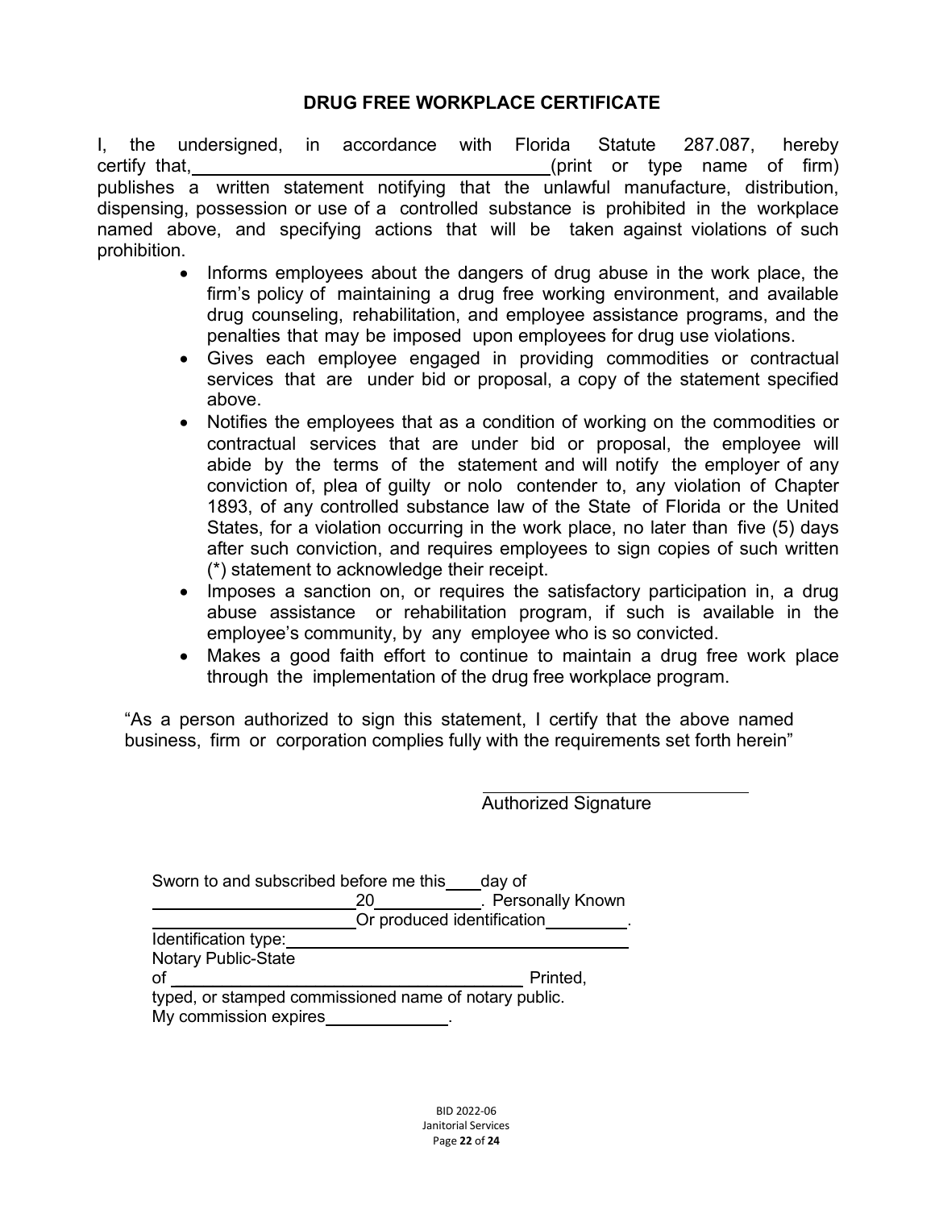## DRUG FREE WORKPLACE CERTIFICATE

I, the undersigned, in accordance with Florida Statute 287.087, hereby certify that, ______________________________________(print or type name of firm) publishes a written statement notifying that the unlawful manufacture, distribution, dispensing, possession or use of a controlled substance is prohibited in the workplace named above, and specifying actions that will be taken against violations of such prohibition.

- Informs employees about the dangers of drug abuse in the work place, the firm's policy of maintaining a drug free working environment, and available drug counseling, rehabilitation, and employee assistance programs, and the penalties that may be imposed upon employees for drug use violations.
- Gives each employee engaged in providing commodities or contractual services that are under bid or proposal, a copy of the statement specified above.
- Notifies the employees that as a condition of working on the commodities or contractual services that are under bid or proposal, the employee will abide by the terms of the statement and will notify the employer of any conviction of, plea of guilty or nolo contender to, any violation of Chapter 1893, of any controlled substance law of the State of Florida or the United States, for a violation occurring in the work place, no later than five (5) days after such conviction, and requires employees to sign copies of such written (*) statement to acknowledge their receipt.
- Imposes a sanction on, or requires the satisfactory participation in, a drug abuse assistance or rehabilitation program, if such is available in the employee's community, by any employee who is so convicted.
- Makes a good faith effort to continue to maintain a drug free work place through the implementation of the drug free workplace program.

"As a person authorized to sign this statement, I certify that the above named business, firm or corporation complies fully with the requirements set forth herein"

______________________________
Authorized Signature

Sworn to and subscribed before me this____day of
_______________________20___________. Personally Known
_______________________Or produced identification_________.
Identification type:_________________________________________
Notary Public-State
of _______________________________________ Printed,
typed, or stamped commissioned name of notary public.
My commission expires_____________.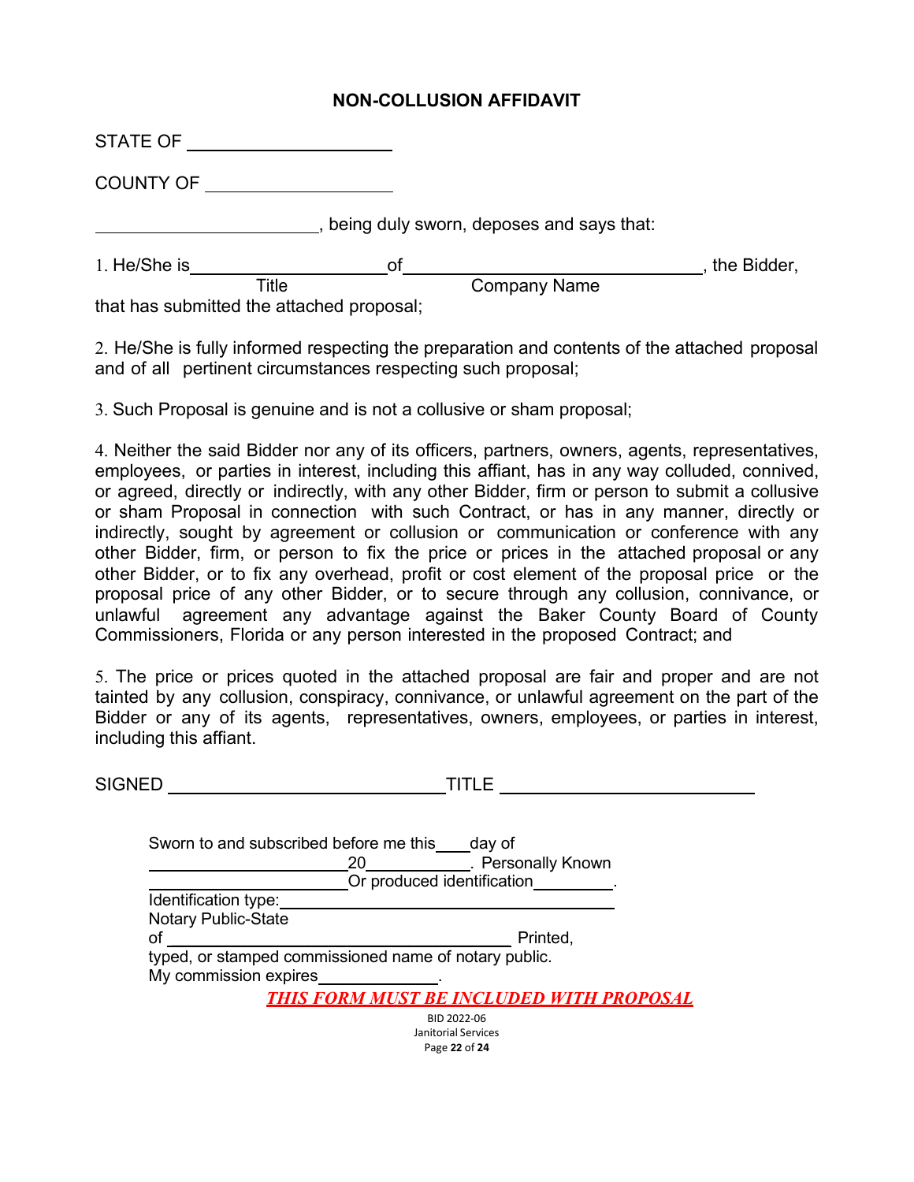# NON-COLLUSION AFFIDAVIT

STATE OF ____________________

COUNTY OF ___________________

______________________, being duly sworn, deposes and says that:

1. He/She is ____________________ of ______________________________, the Bidder,
   Title                  Company Name
that has submitted the attached proposal;

2. He/She is fully informed respecting the preparation and contents of the attached proposal and of all pertinent circumstances respecting such proposal;

3. Such Proposal is genuine and is not a collusive or sham proposal;

4. Neither the said Bidder nor any of its officers, partners, owners, agents, representatives, employees, or parties in interest, including this affiant, has in any way colluded, connived, or agreed, directly or indirectly, with any other Bidder, firm or person to submit a collusive or sham Proposal in connection with such Contract, or has in any manner, directly or indirectly, sought by agreement or collusion or communication or conference with any other Bidder, firm, or person to fix the price or prices in the attached proposal or any other Bidder, or to fix any overhead, profit or cost element of the proposal price or the proposal price of any other Bidder, or to secure through any collusion, connivance, or unlawful agreement any advantage against the Baker County Board of County Commissioners, Florida or any person interested in the proposed Contract; and

5. The price or prices quoted in the attached proposal are fair and proper and are not tainted by any collusion, conspiracy, connivance, or unlawful agreement on the part of the Bidder or any of its agents, representatives, owners, employees, or parties in interest, including this affiant.

SIGNED ___________________________ TITLE _________________________

Sworn to and subscribed before me this____day of
______________________20___________. Personally Known
______________________Or produced identification_________.
Identification type:____________________________________
Notary Public-State
of ____________________________________ Printed,
typed, or stamped commissioned name of notary public.
My commission expires_____________.

***THIS FORM MUST BE INCLUDED WITH PROPOSAL***

BID 2022-06
Janitorial Services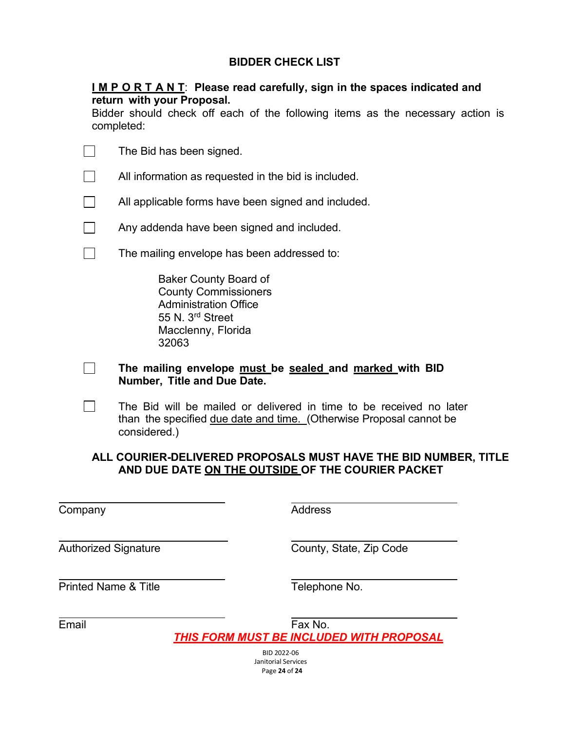# BIDDER CHECK LIST

**IMPORTANT: Please read carefully, sign in the spaces indicated and return with your Proposal.**

Bidder should check off each of the following items as the necessary action is completed:

- ☐ The Bid has been signed.
- ☐ All information as requested in the bid is included.
- ☐ All applicable forms have been signed and included.
- ☐ Any addenda have been signed and included.
- ☐ The mailing envelope has been addressed to:

  Baker County Board of
  County Commissioners
  Administration Office
  55 N. 3rd Street
  Macclenny, Florida
  32063

- ☐ **The mailing envelope must be sealed and marked with BID Number, Title and Due Date.**
- ☐ The Bid will be mailed or delivered in time to be received no later than the specified due date and time. (Otherwise Proposal cannot be considered.)

**ALL COURIER-DELIVERED PROPOSALS MUST HAVE THE BID NUMBER, TITLE AND DUE DATE ON THE OUTSIDE OF THE COURIER PACKET**

| | |
|---|---|
| ______________________ | ______________________ |
| Company | Address |
| ______________________ | ______________________ |
| Authorized Signature | County, State, Zip Code |
| ______________________ | ______________________ |
| Printed Name & Title | Telephone No. |
| ______________________ | ______________________ |
| Email | Fax No. |

***THIS FORM MUST BE INCLUDED WITH PROPOSAL***

BID 2022-06
Janitorial Services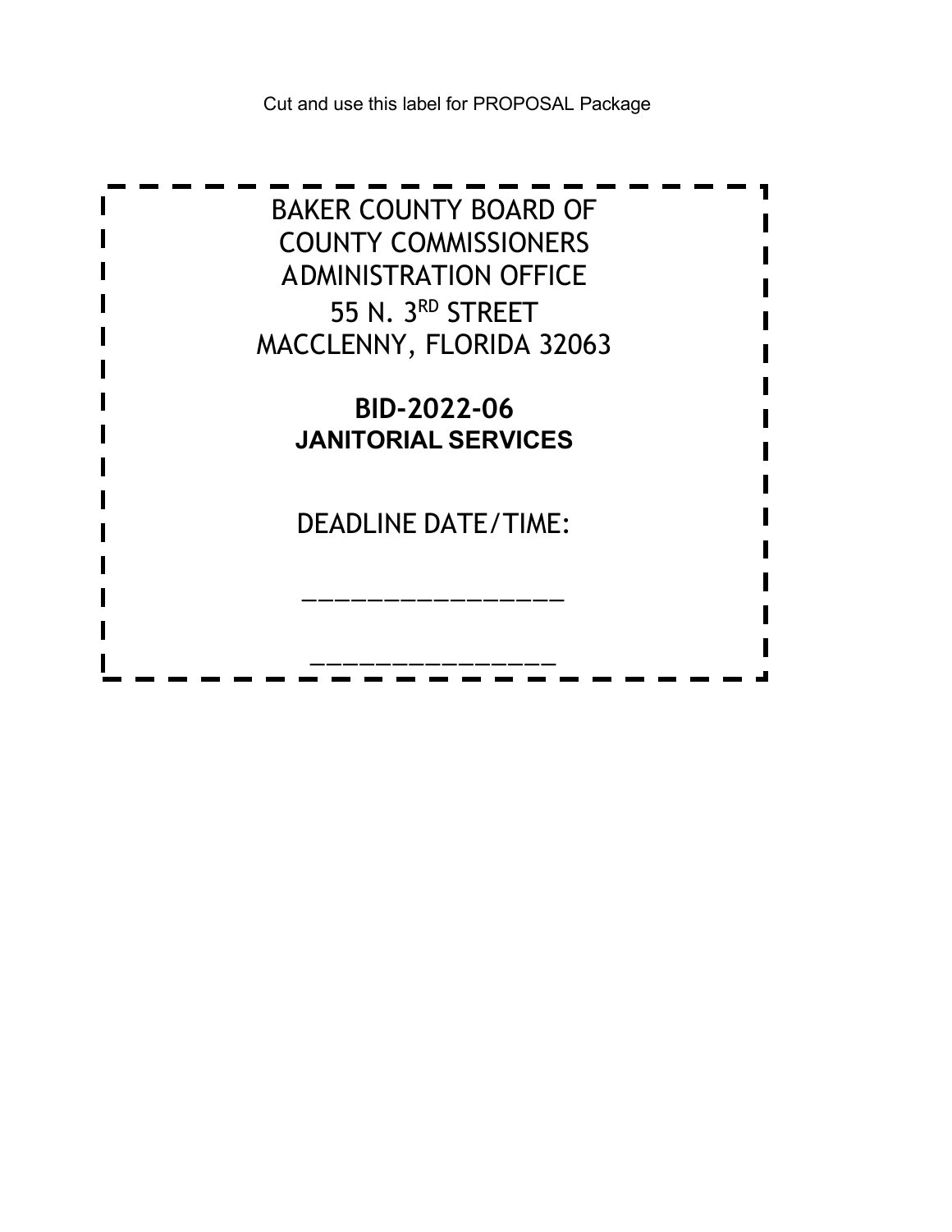Cut and use this label for PROPOSAL Package

BAKER COUNTY BOARD OF
COUNTY COMMISSIONERS
ADMINISTRATION OFFICE
55 N. 3RD STREET
MACCLENNY, FLORIDA 32063

**BID-2022-06**
**JANITORIAL SERVICES**

DEADLINE DATE/TIME:

_________________

________________